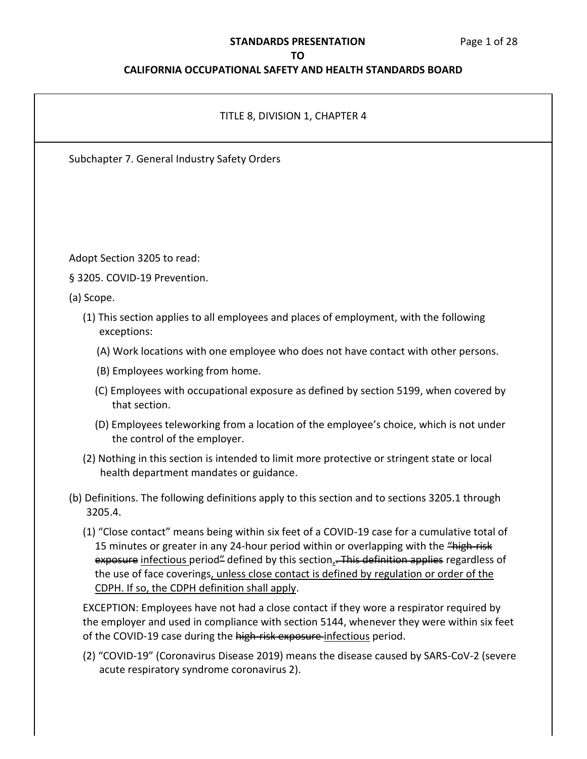TITLE 8, DIVISION 1, CHAPTER 4

Subchapter 7. General Industry Safety Orders

Adopt Section 3205 to read:

§ 3205. COVID-19 Prevention.

(a) Scope.

(1) This section applies to all employees and places of employment, with the following exceptions:

(A) Work locations with one employee who does not have contact with other persons.

(B) Employees working from home.

(C) Employees with occupational exposure as defined by section 5199, when covered by that section.

(D) Employees teleworking from a location of the employee's choice, which is not under the control of the employer.

(2) Nothing in this section is intended to limit more protective or stringent state or local health department mandates or guidance.

(b) Definitions. The following definitions apply to this section and to sections 3205.1 through 3205.4.

(1) "Close contact" means being within six feet of a COVID-19 case for a cumulative total of 15 minutes or greater in any 24-hour period within or overlapping with the ~~"high-risk exposure~~ <u>infectious</u> period~~"~~ defined by this section<u>,</u>~~. This definition applies~~ regardless of the use of face coverings<u>, unless close contact is defined by regulation or order of the CDPH. If so, the CDPH definition shall apply</u>.

EXCEPTION: Employees have not had a close contact if they wore a respirator required by the employer and used in compliance with section 5144, whenever they were within six feet of the COVID-19 case during the ~~high-risk exposure~~ <u>infectious</u> period.

(2) "COVID-19" (Coronavirus Disease 2019) means the disease caused by SARS-CoV-2 (severe acute respiratory syndrome coronavirus 2).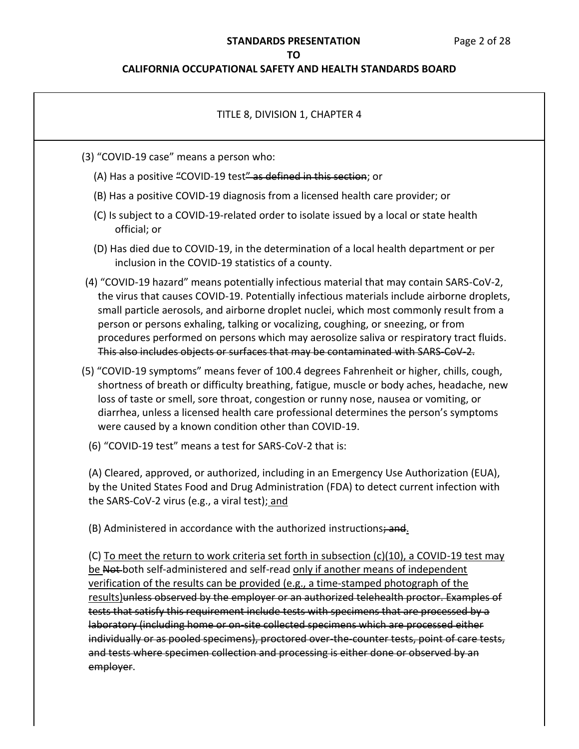(3) "COVID-19 case" means a person who:

(A) Has a positive ~~"~~COVID-19 test~~" as defined in this section~~; or

(B) Has a positive COVID-19 diagnosis from a licensed health care provider; or

(C) Is subject to a COVID-19-related order to isolate issued by a local or state health official; or

(D) Has died due to COVID-19, in the determination of a local health department or per inclusion in the COVID-19 statistics of a county.

(4) "COVID-19 hazard" means potentially infectious material that may contain SARS-CoV-2, the virus that causes COVID-19. Potentially infectious materials include airborne droplets, small particle aerosols, and airborne droplet nuclei, which most commonly result from a person or persons exhaling, talking or vocalizing, coughing, or sneezing, or from procedures performed on persons which may aerosolize saliva or respiratory tract fluids. ~~This also includes objects or surfaces that may be contaminated with SARS-CoV-2.~~

(5) "COVID-19 symptoms" means fever of 100.4 degrees Fahrenheit or higher, chills, cough, shortness of breath or difficulty breathing, fatigue, muscle or body aches, headache, new loss of taste or smell, sore throat, congestion or runny nose, nausea or vomiting, or diarrhea, unless a licensed health care professional determines the person's symptoms were caused by a known condition other than COVID-19.

(6) "COVID-19 test" means a test for SARS-CoV-2 that is:

(A) Cleared, approved, or authorized, including in an Emergency Use Authorization (EUA), by the United States Food and Drug Administration (FDA) to detect current infection with the SARS-CoV-2 virus (e.g., a viral test)<u>; and</u>

(B) Administered in accordance with the authorized instructions~~; and~~<u>.</u>

(C) <u>To meet the return to work criteria set forth in subsection (c)(10), a COVID-19 test may be</u> ~~Not~~ both self-administered and self-read <u>only if another means of independent verification of the results can be provided (e.g., a time-stamped photograph of the results)</u>~~unless observed by the employer or an authorized telehealth proctor. Examples of tests that satisfy this requirement include tests with specimens that are processed by a laboratory (including home or on-site collected specimens which are processed either individually or as pooled specimens), proctored over-the-counter tests, point of care tests, and tests where specimen collection and processing is either done or observed by an employer~~.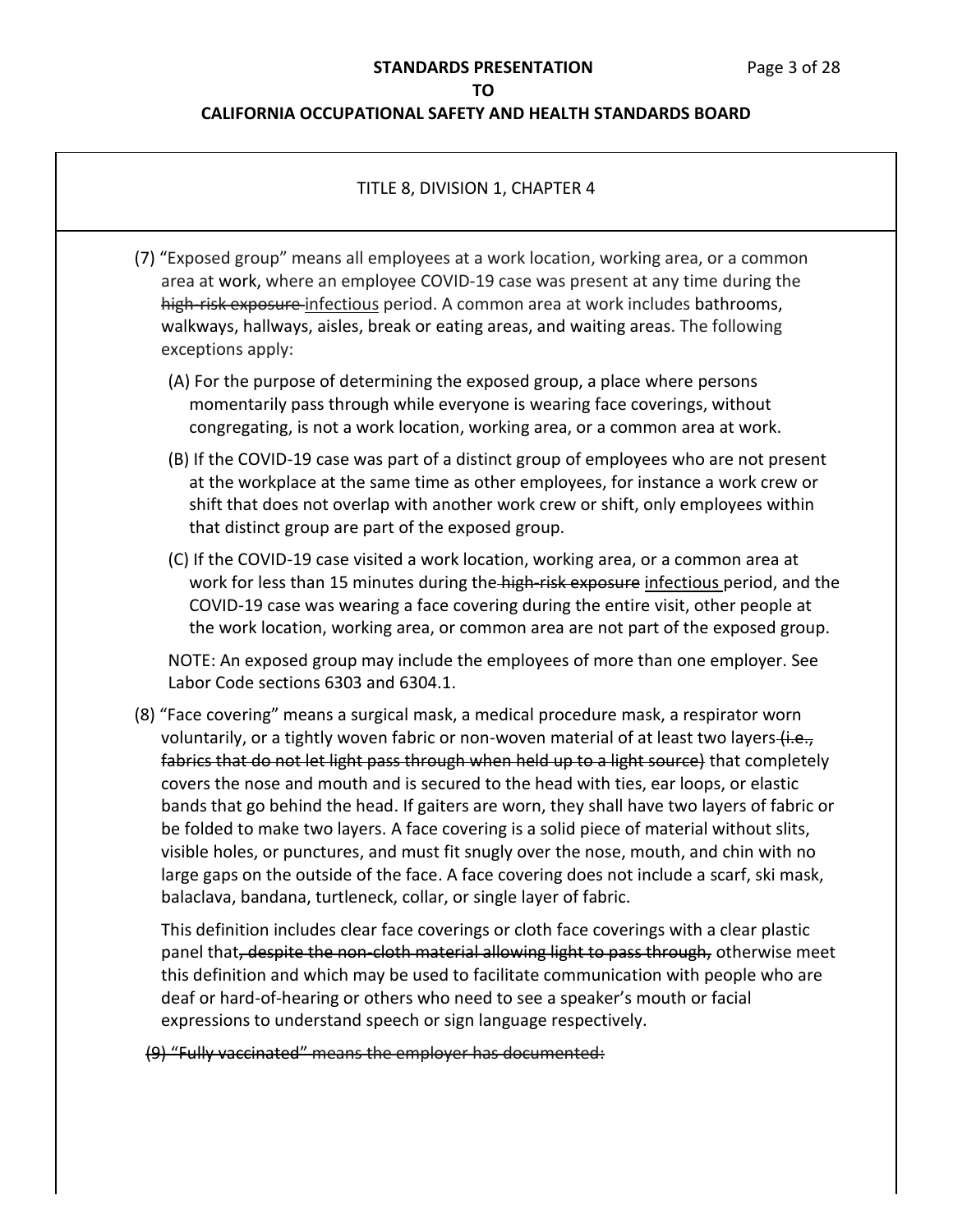TITLE 8, DIVISION 1, CHAPTER 4

(7) "Exposed group" means all employees at a work location, working area, or a common area at work, where an employee COVID-19 case was present at any time during the ~~high-risk exposure~~ <u>infectious</u> period. A common area at work includes bathrooms, walkways, hallways, aisles, break or eating areas, and waiting areas. The following exceptions apply:

(A) For the purpose of determining the exposed group, a place where persons momentarily pass through while everyone is wearing face coverings, without congregating, is not a work location, working area, or a common area at work.

(B) If the COVID-19 case was part of a distinct group of employees who are not present at the workplace at the same time as other employees, for instance a work crew or shift that does not overlap with another work crew or shift, only employees within that distinct group are part of the exposed group.

(C) If the COVID-19 case visited a work location, working area, or a common area at work for less than 15 minutes during the ~~high-risk exposure~~ <u>infectious</u> period, and the COVID-19 case was wearing a face covering during the entire visit, other people at the work location, working area, or common area are not part of the exposed group.

NOTE: An exposed group may include the employees of more than one employer. See Labor Code sections 6303 and 6304.1.

(8) "Face covering" means a surgical mask, a medical procedure mask, a respirator worn voluntarily, or a tightly woven fabric or non-woven material of at least two layers ~~(i.e., fabrics that do not let light pass through when held up to a light source)~~ that completely covers the nose and mouth and is secured to the head with ties, ear loops, or elastic bands that go behind the head. If gaiters are worn, they shall have two layers of fabric or be folded to make two layers. A face covering is a solid piece of material without slits, visible holes, or punctures, and must fit snugly over the nose, mouth, and chin with no large gaps on the outside of the face. A face covering does not include a scarf, ski mask, balaclava, bandana, turtleneck, collar, or single layer of fabric.

This definition includes clear face coverings or cloth face coverings with a clear plastic panel that~~, despite the non-cloth material allowing light to pass through,~~ otherwise meet this definition and which may be used to facilitate communication with people who are deaf or hard-of-hearing or others who need to see a speaker's mouth or facial expressions to understand speech or sign language respectively.

~~(9) "Fully vaccinated" means the employer has documented:~~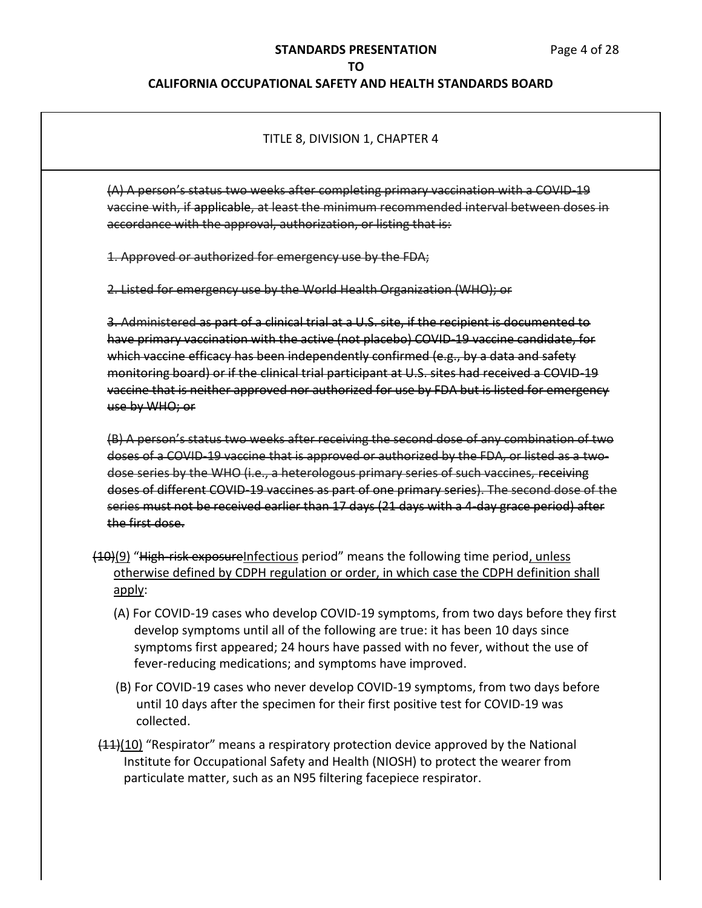TITLE 8, DIVISION 1, CHAPTER 4

~~(A) A person's status two weeks after completing primary vaccination with a COVID-19 vaccine with, if applicable, at least the minimum recommended interval between doses in accordance with the approval, authorization, or listing that is:~~

~~1. Approved or authorized for emergency use by the FDA;~~

~~2. Listed for emergency use by the World Health Organization (WHO); or~~

~~3. Administered as part of a clinical trial at a U.S. site, if the recipient is documented to have primary vaccination with the active (not placebo) COVID-19 vaccine candidate, for which vaccine efficacy has been independently confirmed (e.g., by a data and safety monitoring board) or if the clinical trial participant at U.S. sites had received a COVID-19 vaccine that is neither approved nor authorized for use by FDA but is listed for emergency use by WHO; or~~

~~(B) A person's status two weeks after receiving the second dose of any combination of two doses of a COVID-19 vaccine that is approved or authorized by the FDA, or listed as a two-dose series by the WHO (i.e., a heterologous primary series of such vaccines, receiving doses of different COVID-19 vaccines as part of one primary series). The second dose of the series must not be received earlier than 17 days (21 days with a 4-day grace period) after the first dose.~~

~~(10)~~<u>(9)</u> "~~High-risk exposure~~<u>Infectious</u> period" means the following time period<u>, unless otherwise defined by CDPH regulation or order, in which case the CDPH definition shall apply</u>:

(A) For COVID-19 cases who develop COVID-19 symptoms, from two days before they first develop symptoms until all of the following are true: it has been 10 days since symptoms first appeared; 24 hours have passed with no fever, without the use of fever-reducing medications; and symptoms have improved.

(B) For COVID-19 cases who never develop COVID-19 symptoms, from two days before until 10 days after the specimen for their first positive test for COVID-19 was collected.

~~(11)~~<u>(10)</u> "Respirator" means a respiratory protection device approved by the National Institute for Occupational Safety and Health (NIOSH) to protect the wearer from particulate matter, such as an N95 filtering facepiece respirator.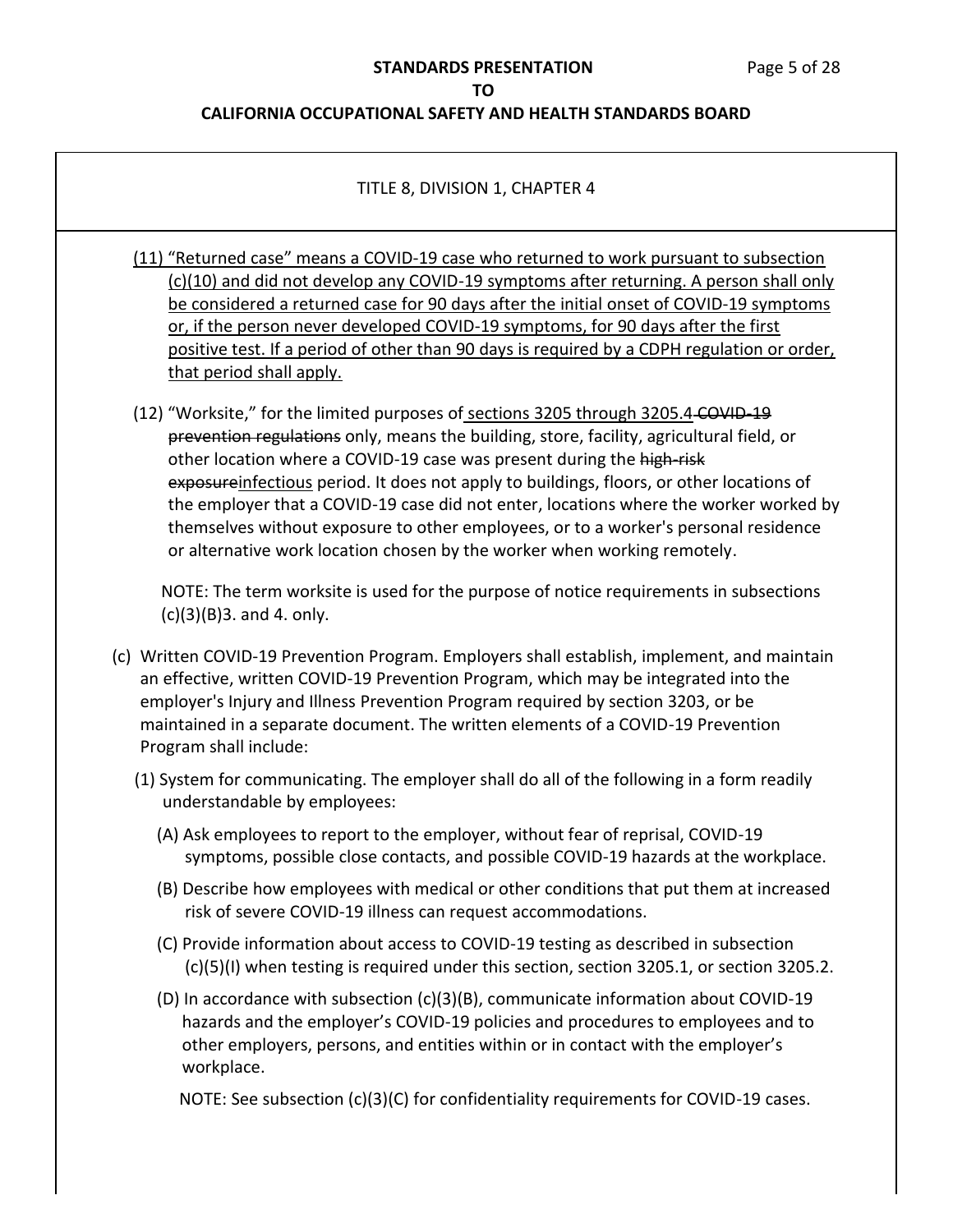TITLE 8, DIVISION 1, CHAPTER 4

(11) <u>"Returned case" means a COVID-19 case who returned to work pursuant to subsection (c)(10) and did not develop any COVID-19 symptoms after returning. A person shall only be considered a returned case for 90 days after the initial onset of COVID-19 symptoms or, if the person never developed COVID-19 symptoms, for 90 days after the first positive test. If a period of other than 90 days is required by a CDPH regulation or order, that period shall apply.</u>

(12) "Worksite," for the limited purposes of <u>sections 3205 through 3205.4</u> ~~COVID-19 prevention regulations~~ only, means the building, store, facility, agricultural field, or other location where a COVID-19 case was present during the ~~high-risk exposure~~<u>infectious</u> period. It does not apply to buildings, floors, or other locations of the employer that a COVID-19 case did not enter, locations where the worker worked by themselves without exposure to other employees, or to a worker's personal residence or alternative work location chosen by the worker when working remotely.

NOTE: The term worksite is used for the purpose of notice requirements in subsections (c)(3)(B)3. and 4. only.

(c) Written COVID-19 Prevention Program. Employers shall establish, implement, and maintain an effective, written COVID-19 Prevention Program, which may be integrated into the employer's Injury and Illness Prevention Program required by section 3203, or be maintained in a separate document. The written elements of a COVID-19 Prevention Program shall include:

(1) System for communicating. The employer shall do all of the following in a form readily understandable by employees:

(A) Ask employees to report to the employer, without fear of reprisal, COVID-19 symptoms, possible close contacts, and possible COVID-19 hazards at the workplace.

(B) Describe how employees with medical or other conditions that put them at increased risk of severe COVID-19 illness can request accommodations.

(C) Provide information about access to COVID-19 testing as described in subsection (c)(5)(I) when testing is required under this section, section 3205.1, or section 3205.2.

(D) In accordance with subsection (c)(3)(B), communicate information about COVID-19 hazards and the employer's COVID-19 policies and procedures to employees and to other employers, persons, and entities within or in contact with the employer's workplace.

NOTE: See subsection (c)(3)(C) for confidentiality requirements for COVID-19 cases.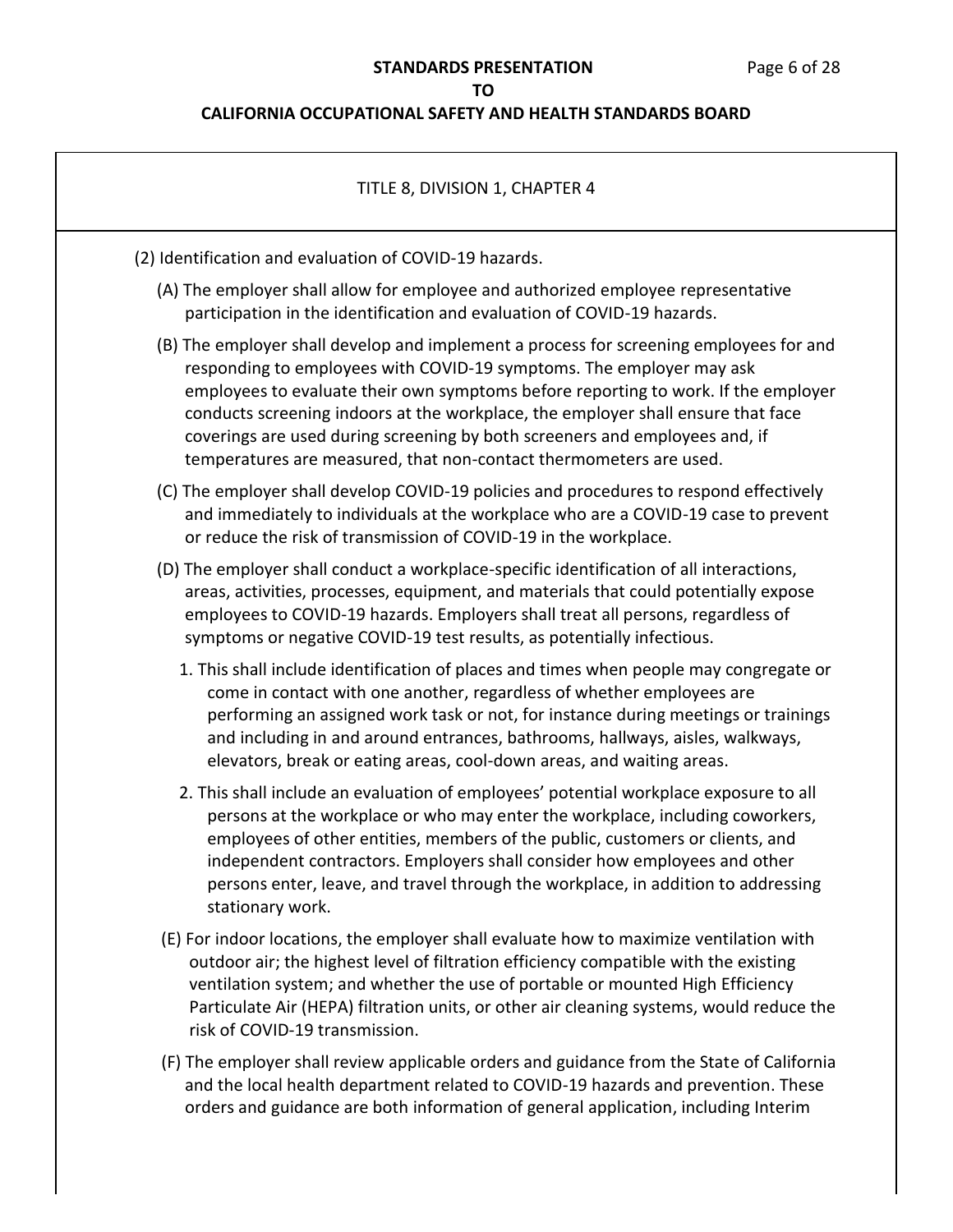TITLE 8, DIVISION 1, CHAPTER 4

(2) Identification and evaluation of COVID-19 hazards.

(A) The employer shall allow for employee and authorized employee representative participation in the identification and evaluation of COVID-19 hazards.

(B) The employer shall develop and implement a process for screening employees for and responding to employees with COVID-19 symptoms. The employer may ask employees to evaluate their own symptoms before reporting to work. If the employer conducts screening indoors at the workplace, the employer shall ensure that face coverings are used during screening by both screeners and employees and, if temperatures are measured, that non-contact thermometers are used.

(C) The employer shall develop COVID-19 policies and procedures to respond effectively and immediately to individuals at the workplace who are a COVID-19 case to prevent or reduce the risk of transmission of COVID-19 in the workplace.

(D) The employer shall conduct a workplace-specific identification of all interactions, areas, activities, processes, equipment, and materials that could potentially expose employees to COVID-19 hazards. Employers shall treat all persons, regardless of symptoms or negative COVID-19 test results, as potentially infectious.

1. This shall include identification of places and times when people may congregate or come in contact with one another, regardless of whether employees are performing an assigned work task or not, for instance during meetings or trainings and including in and around entrances, bathrooms, hallways, aisles, walkways, elevators, break or eating areas, cool-down areas, and waiting areas.

2. This shall include an evaluation of employees' potential workplace exposure to all persons at the workplace or who may enter the workplace, including coworkers, employees of other entities, members of the public, customers or clients, and independent contractors. Employers shall consider how employees and other persons enter, leave, and travel through the workplace, in addition to addressing stationary work.

(E) For indoor locations, the employer shall evaluate how to maximize ventilation with outdoor air; the highest level of filtration efficiency compatible with the existing ventilation system; and whether the use of portable or mounted High Efficiency Particulate Air (HEPA) filtration units, or other air cleaning systems, would reduce the risk of COVID-19 transmission.

(F) The employer shall review applicable orders and guidance from the State of California and the local health department related to COVID-19 hazards and prevention. These orders and guidance are both information of general application, including Interim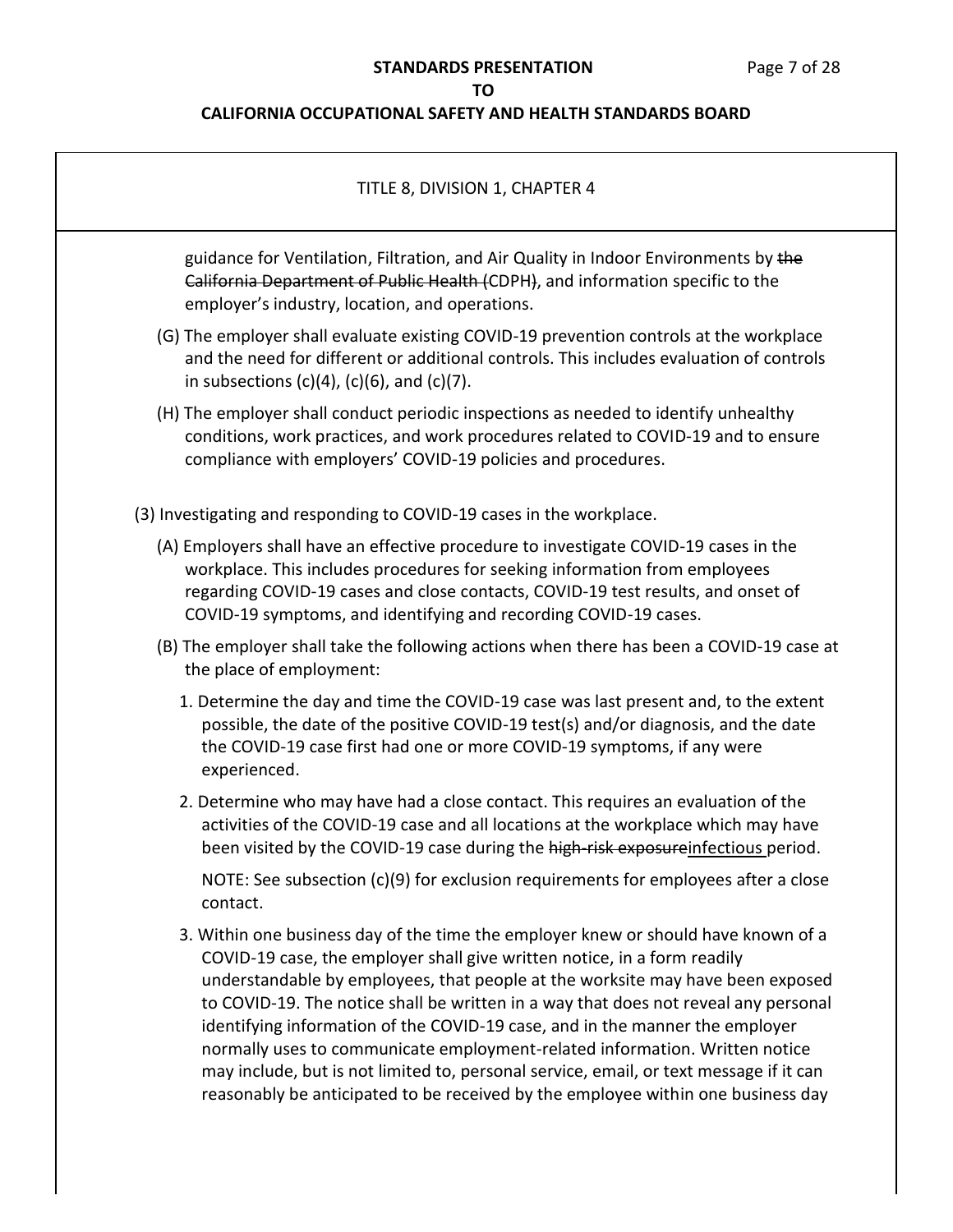TITLE 8, DIVISION 1, CHAPTER 4

guidance for Ventilation, Filtration, and Air Quality in Indoor Environments by ~~the California Department of Public Health (~~CDPH~~)~~, and information specific to the employer's industry, location, and operations.

(G) The employer shall evaluate existing COVID-19 prevention controls at the workplace and the need for different or additional controls. This includes evaluation of controls in subsections (c)(4), (c)(6), and (c)(7).

(H) The employer shall conduct periodic inspections as needed to identify unhealthy conditions, work practices, and work procedures related to COVID-19 and to ensure compliance with employers' COVID-19 policies and procedures.

(3) Investigating and responding to COVID-19 cases in the workplace.

(A) Employers shall have an effective procedure to investigate COVID-19 cases in the workplace. This includes procedures for seeking information from employees regarding COVID-19 cases and close contacts, COVID-19 test results, and onset of COVID-19 symptoms, and identifying and recording COVID-19 cases.

(B) The employer shall take the following actions when there has been a COVID-19 case at the place of employment:

1. Determine the day and time the COVID-19 case was last present and, to the extent possible, the date of the positive COVID-19 test(s) and/or diagnosis, and the date the COVID-19 case first had one or more COVID-19 symptoms, if any were experienced.

2. Determine who may have had a close contact. This requires an evaluation of the activities of the COVID-19 case and all locations at the workplace which may have been visited by the COVID-19 case during the ~~high-risk exposure~~<u>infectious</u> period.

   NOTE: See subsection (c)(9) for exclusion requirements for employees after a close contact.

3. Within one business day of the time the employer knew or should have known of a COVID-19 case, the employer shall give written notice, in a form readily understandable by employees, that people at the worksite may have been exposed to COVID-19. The notice shall be written in a way that does not reveal any personal identifying information of the COVID-19 case, and in the manner the employer normally uses to communicate employment-related information. Written notice may include, but is not limited to, personal service, email, or text message if it can reasonably be anticipated to be received by the employee within one business day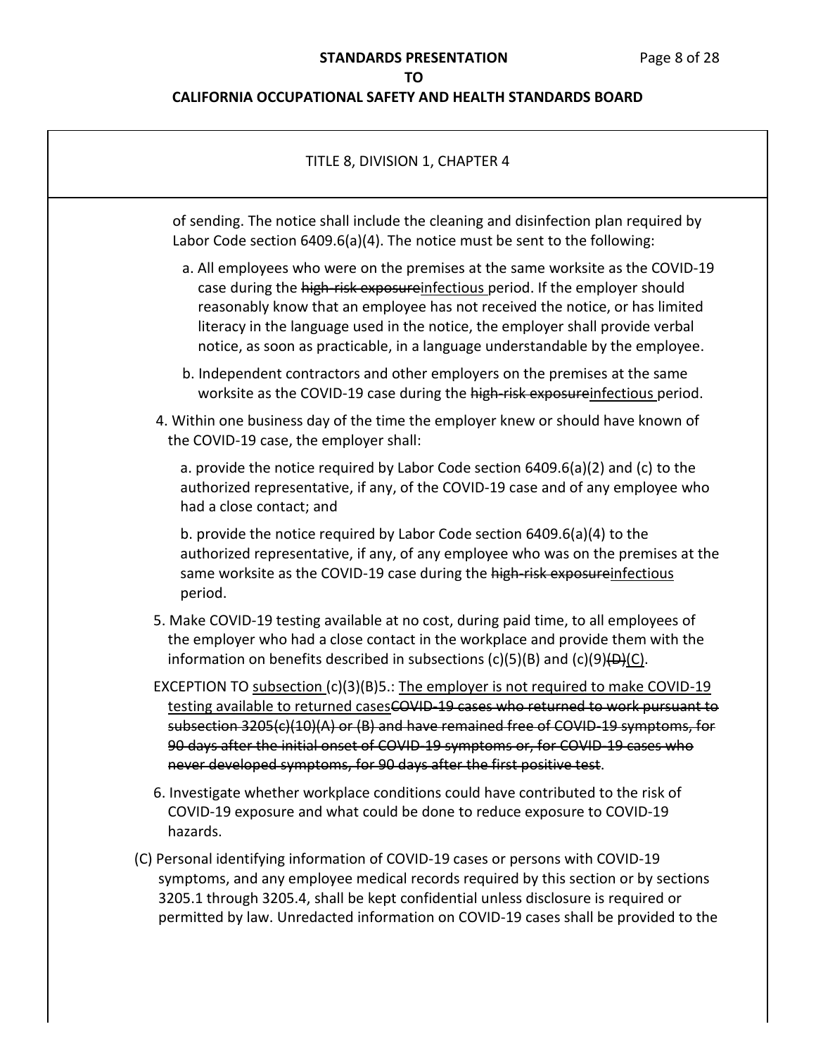of sending. The notice shall include the cleaning and disinfection plan required by Labor Code section 6409.6(a)(4). The notice must be sent to the following:

a. All employees who were on the premises at the same worksite as the COVID-19 case during the ~~high-risk exposure~~<u>infectious</u> period. If the employer should reasonably know that an employee has not received the notice, or has limited literacy in the language used in the notice, the employer shall provide verbal notice, as soon as practicable, in a language understandable by the employee.

b. Independent contractors and other employers on the premises at the same worksite as the COVID-19 case during the ~~high-risk exposure~~<u>infectious</u> period.

4. Within one business day of the time the employer knew or should have known of the COVID-19 case, the employer shall:

a. provide the notice required by Labor Code section 6409.6(a)(2) and (c) to the authorized representative, if any, of the COVID-19 case and of any employee who had a close contact; and

b. provide the notice required by Labor Code section 6409.6(a)(4) to the authorized representative, if any, of any employee who was on the premises at the same worksite as the COVID-19 case during the ~~high-risk exposure~~<u>infectious</u> period.

5. Make COVID-19 testing available at no cost, during paid time, to all employees of the employer who had a close contact in the workplace and provide them with the information on benefits described in subsections (c)(5)(B) and (c)(9)~~(D)~~<u>(C)</u>.

EXCEPTION TO <u>subsection</u> (c)(3)(B)5.: <u>The employer is not required to make COVID-19 testing available to returned cases</u>~~COVID-19 cases who returned to work pursuant to subsection 3205(c)(10)(A) or (B) and have remained free of COVID-19 symptoms, for 90 days after the initial onset of COVID-19 symptoms or, for COVID-19 cases who never developed symptoms, for 90 days after the first positive test~~.

6. Investigate whether workplace conditions could have contributed to the risk of COVID-19 exposure and what could be done to reduce exposure to COVID-19 hazards.

(C) Personal identifying information of COVID-19 cases or persons with COVID-19 symptoms, and any employee medical records required by this section or by sections 3205.1 through 3205.4, shall be kept confidential unless disclosure is required or permitted by law. Unredacted information on COVID-19 cases shall be provided to the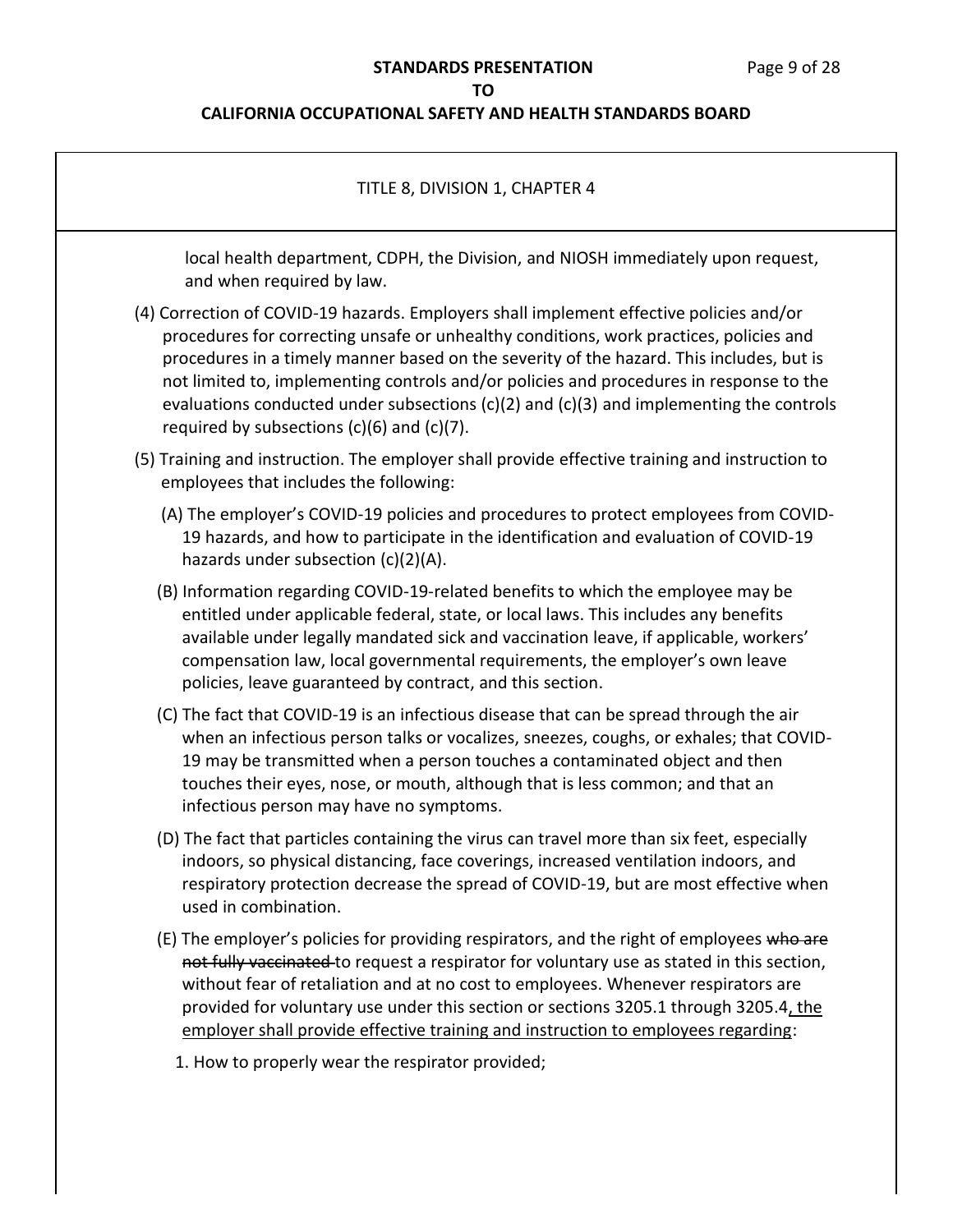TITLE 8, DIVISION 1, CHAPTER 4

local health department, CDPH, the Division, and NIOSH immediately upon request, and when required by law.

(4) Correction of COVID-19 hazards. Employers shall implement effective policies and/or procedures for correcting unsafe or unhealthy conditions, work practices, policies and procedures in a timely manner based on the severity of the hazard. This includes, but is not limited to, implementing controls and/or policies and procedures in response to the evaluations conducted under subsections (c)(2) and (c)(3) and implementing the controls required by subsections (c)(6) and (c)(7).

(5) Training and instruction. The employer shall provide effective training and instruction to employees that includes the following:

(A) The employer's COVID-19 policies and procedures to protect employees from COVID-19 hazards, and how to participate in the identification and evaluation of COVID-19 hazards under subsection (c)(2)(A).

(B) Information regarding COVID-19-related benefits to which the employee may be entitled under applicable federal, state, or local laws. This includes any benefits available under legally mandated sick and vaccination leave, if applicable, workers' compensation law, local governmental requirements, the employer's own leave policies, leave guaranteed by contract, and this section.

(C) The fact that COVID-19 is an infectious disease that can be spread through the air when an infectious person talks or vocalizes, sneezes, coughs, or exhales; that COVID-19 may be transmitted when a person touches a contaminated object and then touches their eyes, nose, or mouth, although that is less common; and that an infectious person may have no symptoms.

(D) The fact that particles containing the virus can travel more than six feet, especially indoors, so physical distancing, face coverings, increased ventilation indoors, and respiratory protection decrease the spread of COVID-19, but are most effective when used in combination.

(E) The employer's policies for providing respirators, and the right of employees ~~who are not fully vaccinated~~ to request a respirator for voluntary use as stated in this section, without fear of retaliation and at no cost to employees. Whenever respirators are provided for voluntary use under this section or sections 3205.1 through 3205.4<u>, the employer shall provide effective training and instruction to employees regarding</u>:

1. How to properly wear the respirator provided;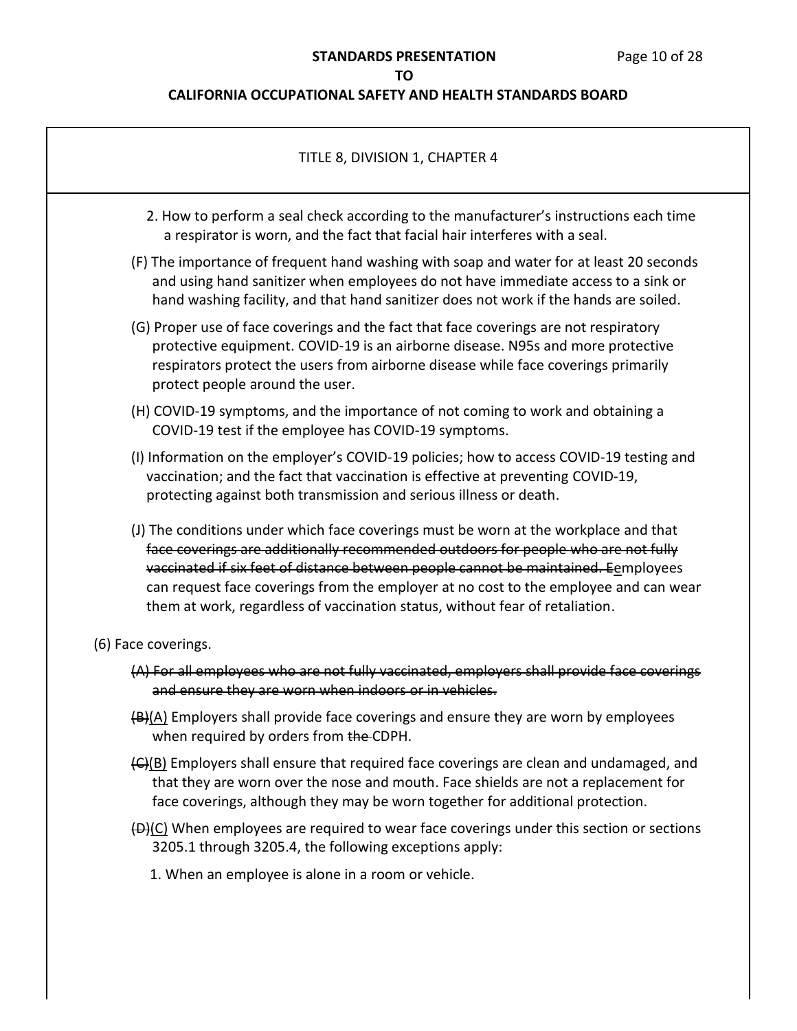TITLE 8, DIVISION 1, CHAPTER 4

2. How to perform a seal check according to the manufacturer's instructions each time a respirator is worn, and the fact that facial hair interferes with a seal.

(F) The importance of frequent hand washing with soap and water for at least 20 seconds and using hand sanitizer when employees do not have immediate access to a sink or hand washing facility, and that hand sanitizer does not work if the hands are soiled.

(G) Proper use of face coverings and the fact that face coverings are not respiratory protective equipment. COVID-19 is an airborne disease. N95s and more protective respirators protect the users from airborne disease while face coverings primarily protect people around the user.

(H) COVID-19 symptoms, and the importance of not coming to work and obtaining a COVID-19 test if the employee has COVID-19 symptoms.

(I) Information on the employer's COVID-19 policies; how to access COVID-19 testing and vaccination; and the fact that vaccination is effective at preventing COVID-19, protecting against both transmission and serious illness or death.

(J) The conditions under which face coverings must be worn at the workplace and that ~~face coverings are additionally recommended outdoors for people who are not fully vaccinated if six feet of distance between people cannot be maintained. E~~<u>e</u>mployees can request face coverings from the employer at no cost to the employee and can wear them at work, regardless of vaccination status, without fear of retaliation.

(6) Face coverings.

~~(A) For all employees who are not fully vaccinated, employers shall provide face coverings and ensure they are worn when indoors or in vehicles.~~

~~(B)~~<u>(A)</u> Employers shall provide face coverings and ensure they are worn by employees when required by orders from ~~the~~ CDPH.

~~(C)~~<u>(B)</u> Employers shall ensure that required face coverings are clean and undamaged, and that they are worn over the nose and mouth. Face shields are not a replacement for face coverings, although they may be worn together for additional protection.

~~(D)~~<u>(C)</u> When employees are required to wear face coverings under this section or sections 3205.1 through 3205.4, the following exceptions apply:

1. When an employee is alone in a room or vehicle.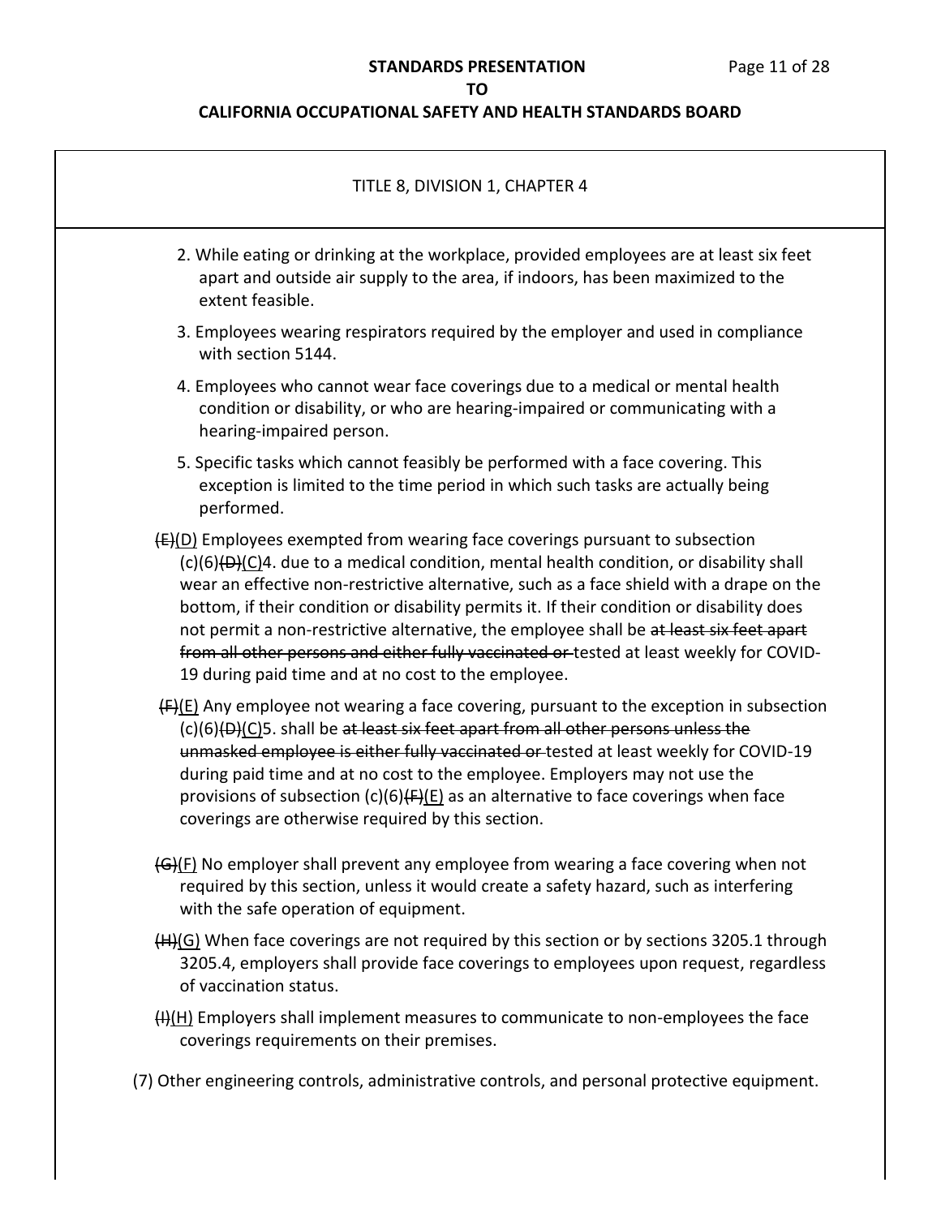TITLE 8, DIVISION 1, CHAPTER 4

2. While eating or drinking at the workplace, provided employees are at least six feet apart and outside air supply to the area, if indoors, has been maximized to the extent feasible.

3. Employees wearing respirators required by the employer and used in compliance with section 5144.

4. Employees who cannot wear face coverings due to a medical or mental health condition or disability, or who are hearing-impaired or communicating with a hearing-impaired person.

5. Specific tasks which cannot feasibly be performed with a face covering. This exception is limited to the time period in which such tasks are actually being performed.

~~(E)~~<u>(D)</u> Employees exempted from wearing face coverings pursuant to subsection (c)(6)~~(D)~~<u>(C)</u>4. due to a medical condition, mental health condition, or disability shall wear an effective non-restrictive alternative, such as a face shield with a drape on the bottom, if their condition or disability permits it. If their condition or disability does not permit a non-restrictive alternative, the employee shall be ~~at least six feet apart from all other persons and either fully vaccinated or~~ tested at least weekly for COVID-19 during paid time and at no cost to the employee.

~~(F)~~<u>(E)</u> Any employee not wearing a face covering, pursuant to the exception in subsection (c)(6)~~(D)~~<u>(C)</u>5. shall be ~~at least six feet apart from all other persons unless the unmasked employee is either fully vaccinated or~~ tested at least weekly for COVID-19 during paid time and at no cost to the employee. Employers may not use the provisions of subsection (c)(6)~~(F)~~<u>(E)</u> as an alternative to face coverings when face coverings are otherwise required by this section.

~~(G)~~<u>(F)</u> No employer shall prevent any employee from wearing a face covering when not required by this section, unless it would create a safety hazard, such as interfering with the safe operation of equipment.

~~(H)~~<u>(G)</u> When face coverings are not required by this section or by sections 3205.1 through 3205.4, employers shall provide face coverings to employees upon request, regardless of vaccination status.

~~(I)~~<u>(H)</u> Employers shall implement measures to communicate to non-employees the face coverings requirements on their premises.

(7) Other engineering controls, administrative controls, and personal protective equipment.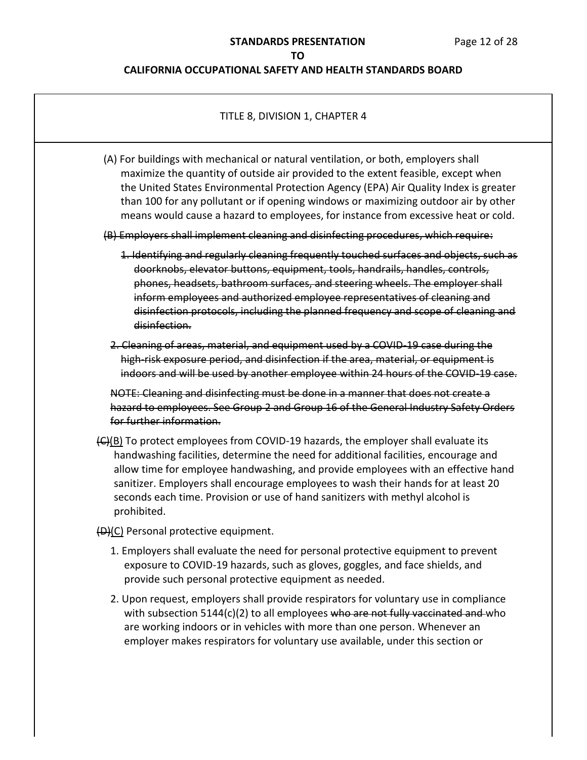TITLE 8, DIVISION 1, CHAPTER 4

(A) For buildings with mechanical or natural ventilation, or both, employers shall maximize the quantity of outside air provided to the extent feasible, except when the United States Environmental Protection Agency (EPA) Air Quality Index is greater than 100 for any pollutant or if opening windows or maximizing outdoor air by other means would cause a hazard to employees, for instance from excessive heat or cold.

~~(B) Employers shall implement cleaning and disinfecting procedures, which require:~~

~~1. Identifying and regularly cleaning frequently touched surfaces and objects, such as doorknobs, elevator buttons, equipment, tools, handrails, handles, controls, phones, headsets, bathroom surfaces, and steering wheels. The employer shall inform employees and authorized employee representatives of cleaning and disinfection protocols, including the planned frequency and scope of cleaning and disinfection.~~

~~2. Cleaning of areas, material, and equipment used by a COVID-19 case during the high-risk exposure period, and disinfection if the area, material, or equipment is indoors and will be used by another employee within 24 hours of the COVID-19 case.~~

~~NOTE: Cleaning and disinfecting must be done in a manner that does not create a hazard to employees. See Group 2 and Group 16 of the General Industry Safety Orders for further information.~~

~~(C)~~(B) To protect employees from COVID-19 hazards, the employer shall evaluate its handwashing facilities, determine the need for additional facilities, encourage and allow time for employee handwashing, and provide employees with an effective hand sanitizer. Employers shall encourage employees to wash their hands for at least 20 seconds each time. Provision or use of hand sanitizers with methyl alcohol is prohibited.

~~(D)~~(C) Personal protective equipment.

1. Employers shall evaluate the need for personal protective equipment to prevent exposure to COVID-19 hazards, such as gloves, goggles, and face shields, and provide such personal protective equipment as needed.

2. Upon request, employers shall provide respirators for voluntary use in compliance with subsection 5144(c)(2) to all employees ~~who are not fully vaccinated and~~ who are working indoors or in vehicles with more than one person. Whenever an employer makes respirators for voluntary use available, under this section or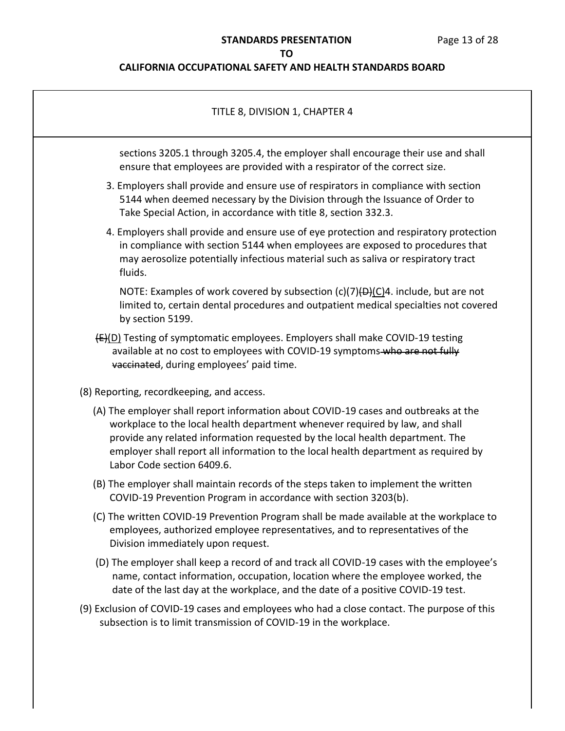TITLE 8, DIVISION 1, CHAPTER 4

sections 3205.1 through 3205.4, the employer shall encourage their use and shall ensure that employees are provided with a respirator of the correct size.

3. Employers shall provide and ensure use of respirators in compliance with section 5144 when deemed necessary by the Division through the Issuance of Order to Take Special Action, in accordance with title 8, section 332.3.

4. Employers shall provide and ensure use of eye protection and respiratory protection in compliance with section 5144 when employees are exposed to procedures that may aerosolize potentially infectious material such as saliva or respiratory tract fluids.

NOTE: Examples of work covered by subsection (c)(7)~~(D)~~(C)4. include, but are not limited to, certain dental procedures and outpatient medical specialties not covered by section 5199.

~~(E)~~(D) Testing of symptomatic employees. Employers shall make COVID-19 testing available at no cost to employees with COVID-19 symptoms ~~who are not fully vaccinated~~, during employees' paid time.

(8) Reporting, recordkeeping, and access.

(A) The employer shall report information about COVID-19 cases and outbreaks at the workplace to the local health department whenever required by law, and shall provide any related information requested by the local health department. The employer shall report all information to the local health department as required by Labor Code section 6409.6.

(B) The employer shall maintain records of the steps taken to implement the written COVID-19 Prevention Program in accordance with section 3203(b).

(C) The written COVID-19 Prevention Program shall be made available at the workplace to employees, authorized employee representatives, and to representatives of the Division immediately upon request.

(D) The employer shall keep a record of and track all COVID-19 cases with the employee's name, contact information, occupation, location where the employee worked, the date of the last day at the workplace, and the date of a positive COVID-19 test.

(9) Exclusion of COVID-19 cases and employees who had a close contact. The purpose of this subsection is to limit transmission of COVID-19 in the workplace.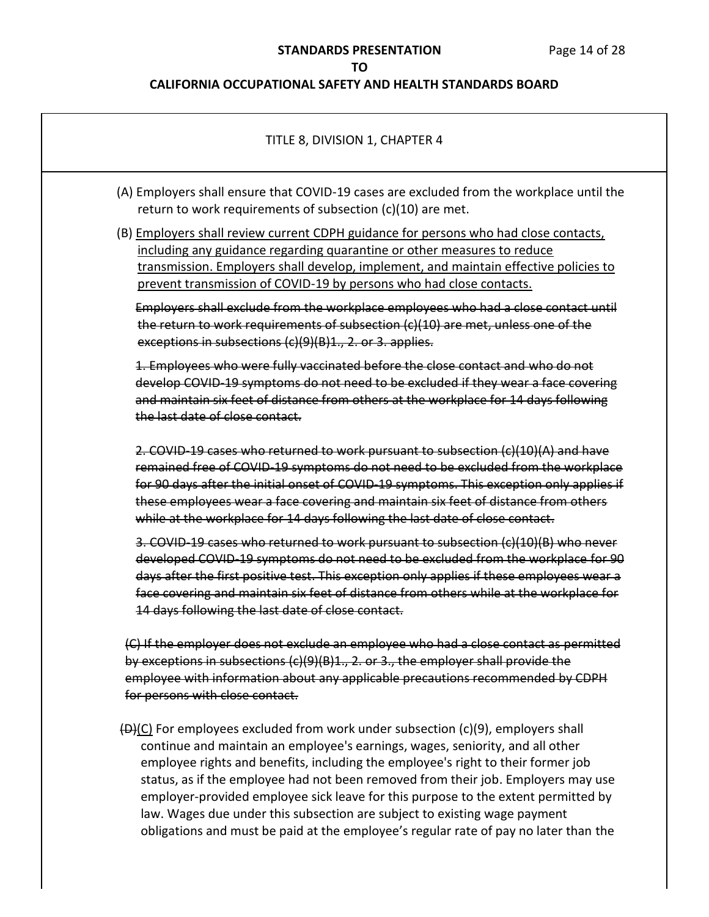TITLE 8, DIVISION 1, CHAPTER 4

(A) Employers shall ensure that COVID-19 cases are excluded from the workplace until the return to work requirements of subsection (c)(10) are met.

(B) <u>Employers shall review current CDPH guidance for persons who had close contacts, including any guidance regarding quarantine or other measures to reduce transmission. Employers shall develop, implement, and maintain effective policies to prevent transmission of COVID-19 by persons who had close contacts.</u>

~~Employers shall exclude from the workplace employees who had a close contact until the return to work requirements of subsection (c)(10) are met, unless one of the exceptions in subsections (c)(9)(B)1., 2. or 3. applies.~~

~~1. Employees who were fully vaccinated before the close contact and who do not develop COVID-19 symptoms do not need to be excluded if they wear a face covering and maintain six feet of distance from others at the workplace for 14 days following the last date of close contact.~~

~~2. COVID-19 cases who returned to work pursuant to subsection (c)(10)(A) and have remained free of COVID-19 symptoms do not need to be excluded from the workplace for 90 days after the initial onset of COVID-19 symptoms. This exception only applies if these employees wear a face covering and maintain six feet of distance from others while at the workplace for 14 days following the last date of close contact.~~

~~3. COVID-19 cases who returned to work pursuant to subsection (c)(10)(B) who never developed COVID-19 symptoms do not need to be excluded from the workplace for 90 days after the first positive test. This exception only applies if these employees wear a face covering and maintain six feet of distance from others while at the workplace for 14 days following the last date of close contact.~~

~~(C) If the employer does not exclude an employee who had a close contact as permitted by exceptions in subsections (c)(9)(B)1., 2. or 3., the employer shall provide the employee with information about any applicable precautions recommended by CDPH for persons with close contact.~~

~~(D)~~<u>(C)</u> For employees excluded from work under subsection (c)(9), employers shall continue and maintain an employee's earnings, wages, seniority, and all other employee rights and benefits, including the employee's right to their former job status, as if the employee had not been removed from their job. Employers may use employer-provided employee sick leave for this purpose to the extent permitted by law. Wages due under this subsection are subject to existing wage payment obligations and must be paid at the employee's regular rate of pay no later than the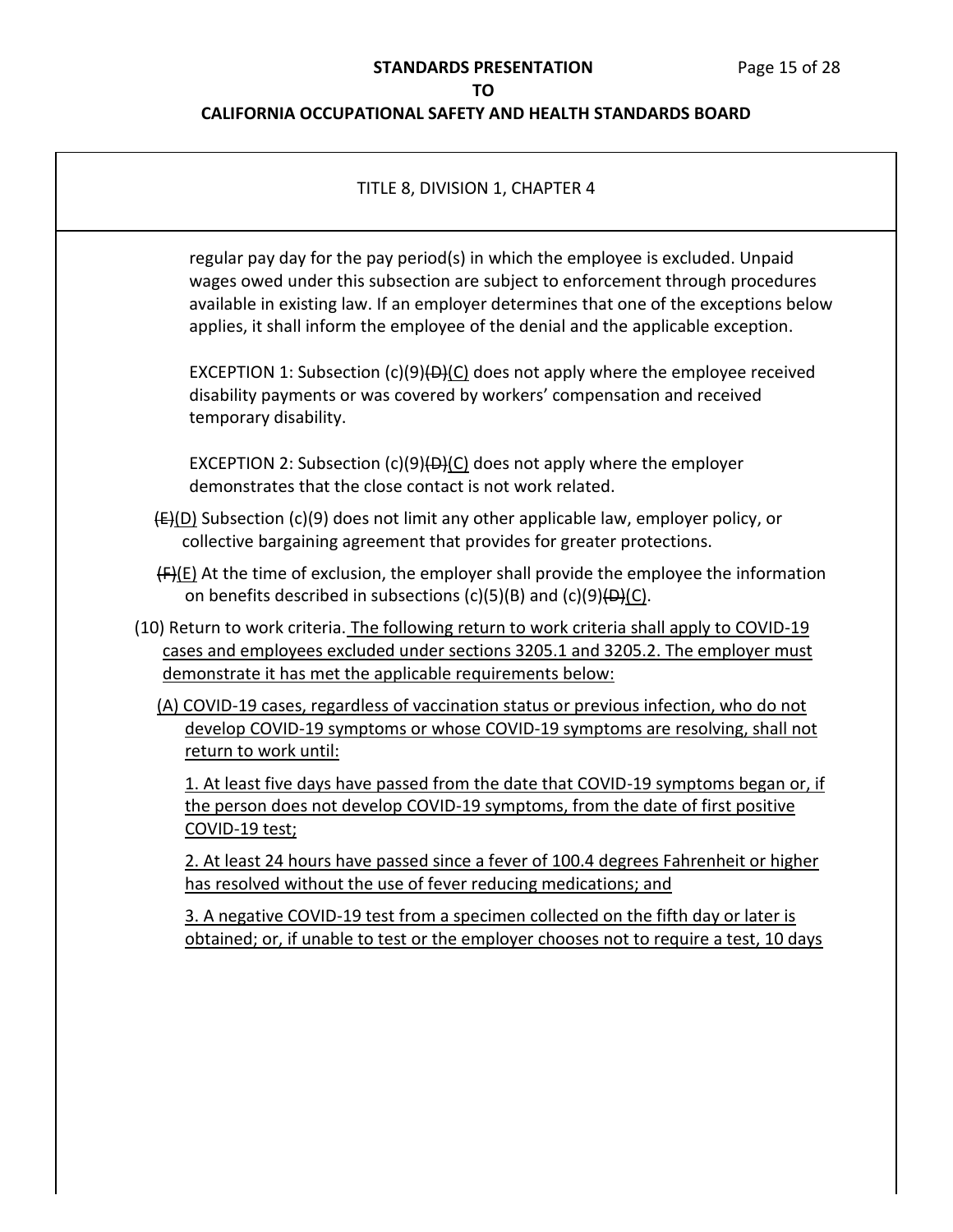regular pay day for the pay period(s) in which the employee is excluded. Unpaid wages owed under this subsection are subject to enforcement through procedures available in existing law. If an employer determines that one of the exceptions below applies, it shall inform the employee of the denial and the applicable exception.

EXCEPTION 1: Subsection (c)(9)~~(D)~~<u>(C)</u> does not apply where the employee received disability payments or was covered by workers' compensation and received temporary disability.

EXCEPTION 2: Subsection (c)(9)~~(D)~~<u>(C)</u> does not apply where the employer demonstrates that the close contact is not work related.

~~(E)~~<u>(D)</u> Subsection (c)(9) does not limit any other applicable law, employer policy, or collective bargaining agreement that provides for greater protections.

~~(F)~~<u>(E)</u> At the time of exclusion, the employer shall provide the employee the information on benefits described in subsections (c)(5)(B) and (c)(9)~~(D)~~<u>(C)</u>.

(10) Return to work criteria.<u> The following return to work criteria shall apply to COVID-19 cases and employees excluded under sections 3205.1 and 3205.2. The employer must demonstrate it has met the applicable requirements below:</u>

<u>(A) COVID-19 cases, regardless of vaccination status or previous infection, who do not develop COVID-19 symptoms or whose COVID-19 symptoms are resolving, shall not return to work until:</u>

<u>1. At least five days have passed from the date that COVID-19 symptoms began or, if the person does not develop COVID-19 symptoms, from the date of first positive COVID-19 test;</u>

<u>2. At least 24 hours have passed since a fever of 100.4 degrees Fahrenheit or higher has resolved without the use of fever reducing medications; and</u>

<u>3. A negative COVID-19 test from a specimen collected on the fifth day or later is obtained; or, if unable to test or the employer chooses not to require a test, 10 days</u>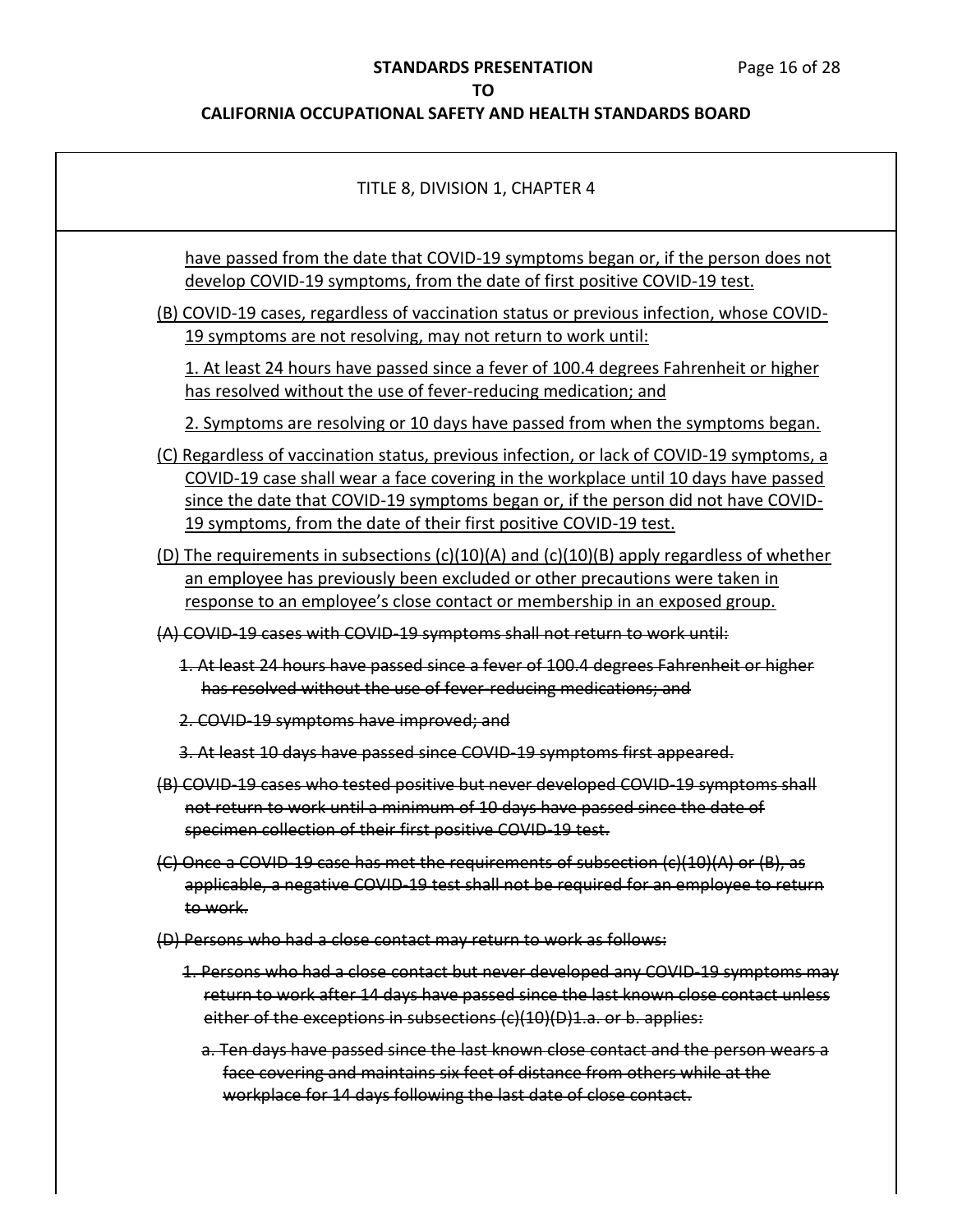<u>have passed from the date that COVID-19 symptoms began or, if the person does not develop COVID-19 symptoms, from the date of first positive COVID-19 test.</u>

<u>(B) COVID-19 cases, regardless of vaccination status or previous infection, whose COVID-19 symptoms are not resolving, may not return to work until:</u>

<u>1. At least 24 hours have passed since a fever of 100.4 degrees Fahrenheit or higher has resolved without the use of fever-reducing medication; and</u>

<u>2. Symptoms are resolving or 10 days have passed from when the symptoms began.</u>

<u>(C) Regardless of vaccination status, previous infection, or lack of COVID-19 symptoms, a COVID-19 case shall wear a face covering in the workplace until 10 days have passed since the date that COVID-19 symptoms began or, if the person did not have COVID-19 symptoms, from the date of their first positive COVID-19 test.</u>

<u>(D) The requirements in subsections (c)(10)(A) and (c)(10)(B) apply regardless of whether an employee has previously been excluded or other precautions were taken in response to an employee's close contact or membership in an exposed group.</u>

~~(A) COVID-19 cases with COVID-19 symptoms shall not return to work until:~~

~~1. At least 24 hours have passed since a fever of 100.4 degrees Fahrenheit or higher has resolved without the use of fever-reducing medications; and~~

~~2. COVID-19 symptoms have improved; and~~

~~3. At least 10 days have passed since COVID-19 symptoms first appeared.~~

~~(B) COVID-19 cases who tested positive but never developed COVID-19 symptoms shall not return to work until a minimum of 10 days have passed since the date of specimen collection of their first positive COVID-19 test.~~

~~(C) Once a COVID-19 case has met the requirements of subsection (c)(10)(A) or (B), as applicable, a negative COVID-19 test shall not be required for an employee to return to work.~~

~~(D) Persons who had a close contact may return to work as follows:~~

~~1. Persons who had a close contact but never developed any COVID-19 symptoms may return to work after 14 days have passed since the last known close contact unless either of the exceptions in subsections (c)(10)(D)1.a. or b. applies:~~

~~a. Ten days have passed since the last known close contact and the person wears a face covering and maintains six feet of distance from others while at the workplace for 14 days following the last date of close contact.~~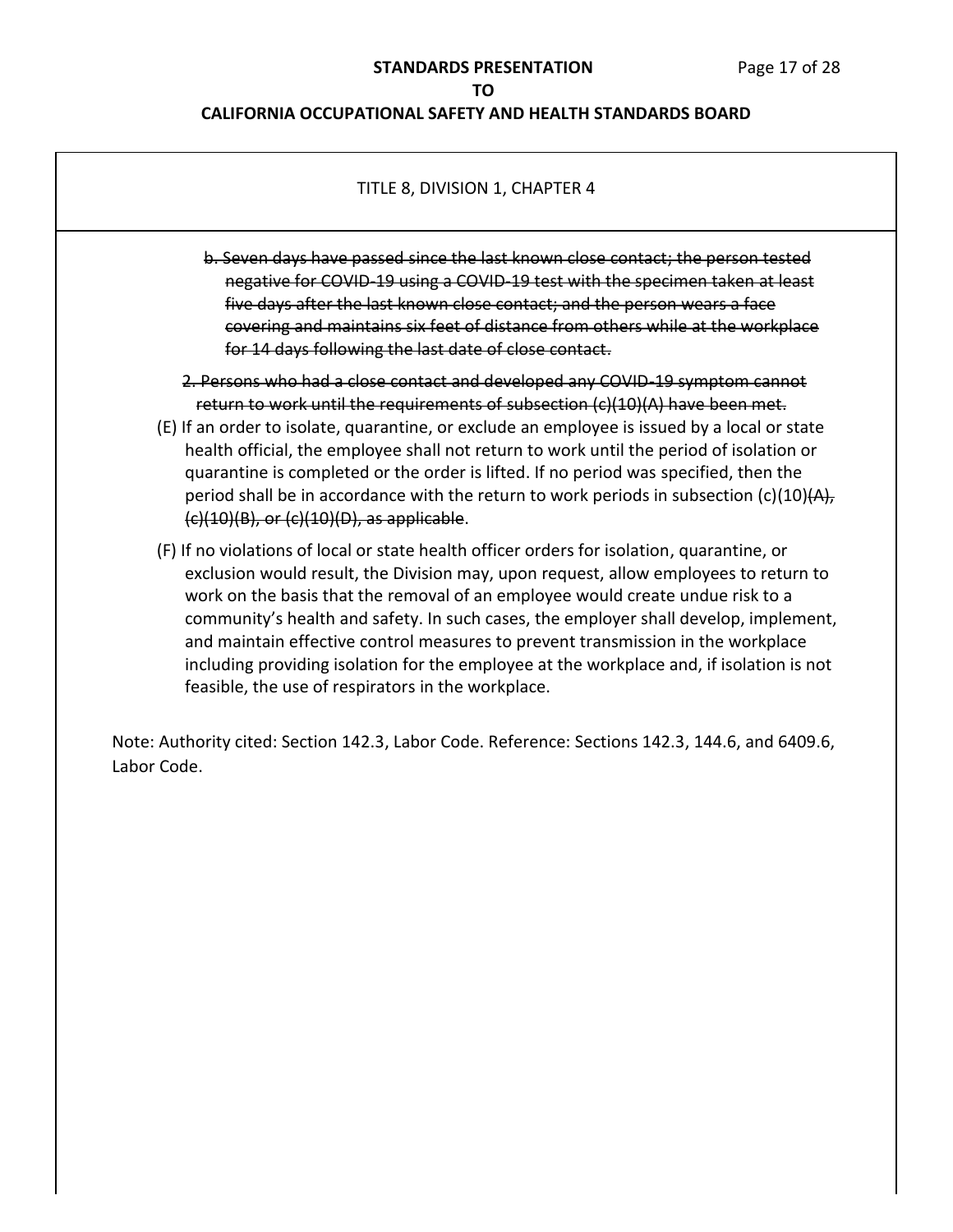TITLE 8, DIVISION 1, CHAPTER 4

~~b. Seven days have passed since the last known close contact; the person tested negative for COVID-19 using a COVID-19 test with the specimen taken at least five days after the last known close contact; and the person wears a face covering and maintains six feet of distance from others while at the workplace for 14 days following the last date of close contact.~~

~~2. Persons who had a close contact and developed any COVID-19 symptom cannot return to work until the requirements of subsection (c)(10)(A) have been met.~~

(E) If an order to isolate, quarantine, or exclude an employee is issued by a local or state health official, the employee shall not return to work until the period of isolation or quarantine is completed or the order is lifted. If no period was specified, then the period shall be in accordance with the return to work periods in subsection (c)(10)~~(A), (c)(10)(B), or (c)(10)(D), as applicable~~.

(F) If no violations of local or state health officer orders for isolation, quarantine, or exclusion would result, the Division may, upon request, allow employees to return to work on the basis that the removal of an employee would create undue risk to a community's health and safety. In such cases, the employer shall develop, implement, and maintain effective control measures to prevent transmission in the workplace including providing isolation for the employee at the workplace and, if isolation is not feasible, the use of respirators in the workplace.

Note: Authority cited: Section 142.3, Labor Code. Reference: Sections 142.3, 144.6, and 6409.6, Labor Code.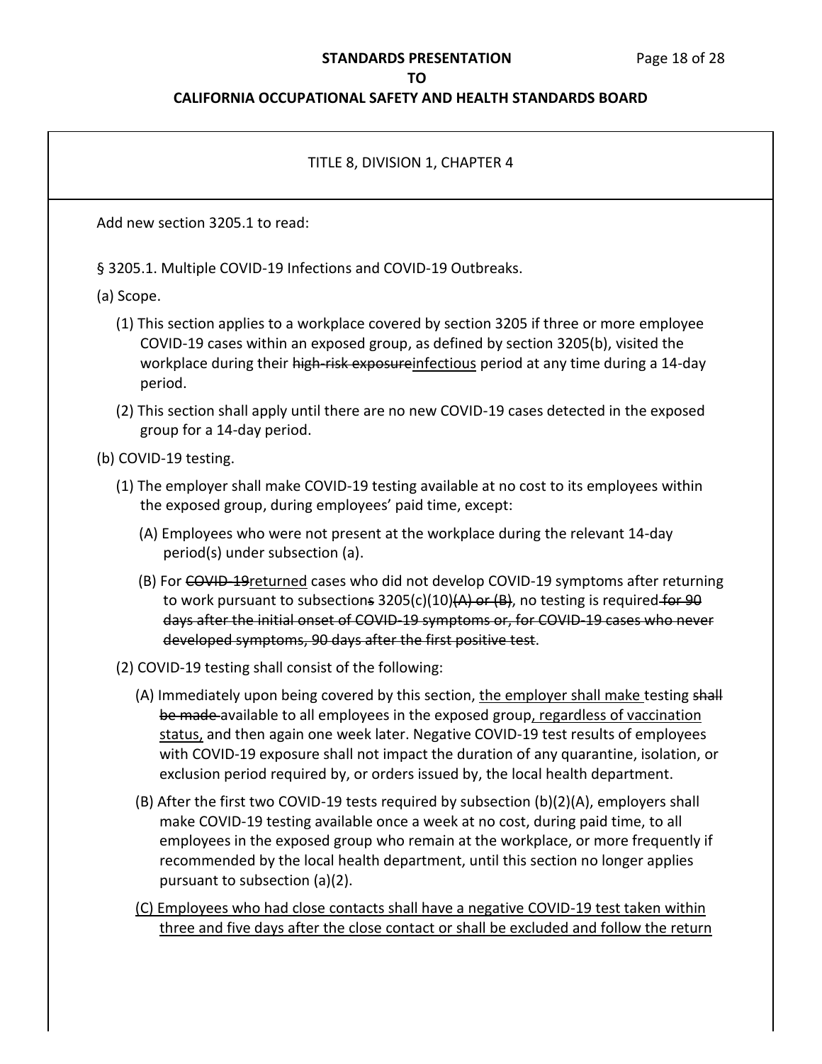TITLE 8, DIVISION 1, CHAPTER 4

Add new section 3205.1 to read:

§ 3205.1. Multiple COVID-19 Infections and COVID-19 Outbreaks.

(a) Scope.

(1) This section applies to a workplace covered by section 3205 if three or more employee COVID-19 cases within an exposed group, as defined by section 3205(b), visited the workplace during their ~~high-risk exposure~~<u>infectious</u> period at any time during a 14-day period.

(2) This section shall apply until there are no new COVID-19 cases detected in the exposed group for a 14-day period.

(b) COVID-19 testing.

(1) The employer shall make COVID-19 testing available at no cost to its employees within the exposed group, during employees' paid time, except:

(A) Employees who were not present at the workplace during the relevant 14-day period(s) under subsection (a).

(B) For ~~COVID-19~~<u>returned</u> cases who did not develop COVID-19 symptoms after returning to work pursuant to subsection~~s~~ 3205(c)(10)~~(A) or (B)~~, no testing is required ~~for 90 days after the initial onset of COVID-19 symptoms or, for COVID-19 cases who never developed symptoms, 90 days after the first positive test~~.

(2) COVID-19 testing shall consist of the following:

(A) Immediately upon being covered by this section, <u>the employer shall make</u> testing ~~shall be made~~ available to all employees in the exposed group<u>, regardless of vaccination status,</u> and then again one week later. Negative COVID-19 test results of employees with COVID-19 exposure shall not impact the duration of any quarantine, isolation, or exclusion period required by, or orders issued by, the local health department.

(B) After the first two COVID-19 tests required by subsection (b)(2)(A), employers shall make COVID-19 testing available once a week at no cost, during paid time, to all employees in the exposed group who remain at the workplace, or more frequently if recommended by the local health department, until this section no longer applies pursuant to subsection (a)(2).

<u>(C) Employees who had close contacts shall have a negative COVID-19 test taken within three and five days after the close contact or shall be excluded and follow the return</u>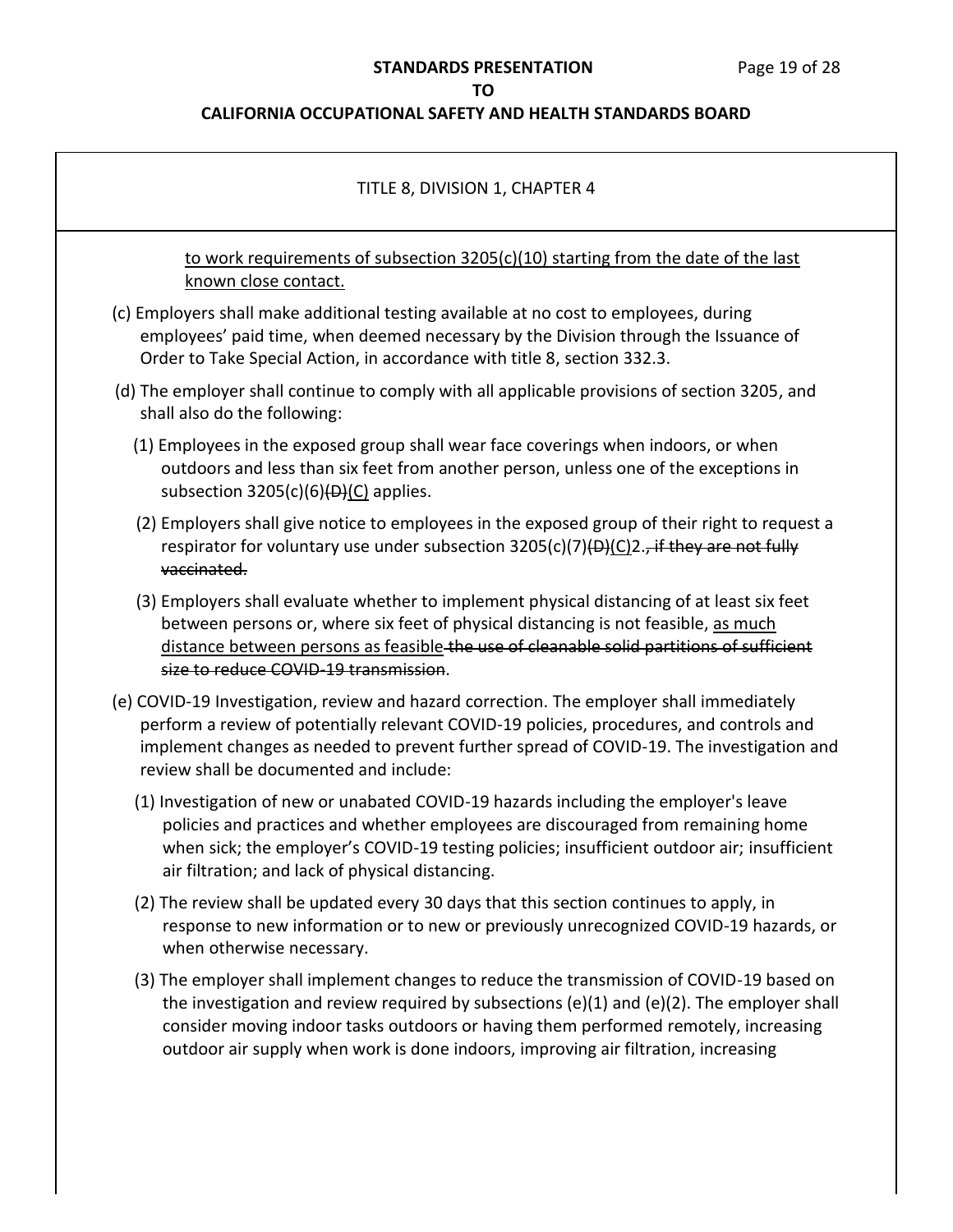<u>to work requirements of subsection 3205(c)(10) starting from the date of the last known close contact.</u>

(c) Employers shall make additional testing available at no cost to employees, during employees' paid time, when deemed necessary by the Division through the Issuance of Order to Take Special Action, in accordance with title 8, section 332.3.

(d) The employer shall continue to comply with all applicable provisions of section 3205, and shall also do the following:

(1) Employees in the exposed group shall wear face coverings when indoors, or when outdoors and less than six feet from another person, unless one of the exceptions in subsection 3205(c)(6)~~(D)~~<u>(C)</u> applies.

(2) Employers shall give notice to employees in the exposed group of their right to request a respirator for voluntary use under subsection 3205(c)(7)~~(D)~~<u>(C)</u>2.~~, if they are not fully vaccinated.~~

(3) Employers shall evaluate whether to implement physical distancing of at least six feet between persons or, where six feet of physical distancing is not feasible, <u>as much distance between persons as feasible</u>~~the use of cleanable solid partitions of sufficient size to reduce COVID-19 transmission~~.

(e) COVID-19 Investigation, review and hazard correction. The employer shall immediately perform a review of potentially relevant COVID-19 policies, procedures, and controls and implement changes as needed to prevent further spread of COVID-19. The investigation and review shall be documented and include:

(1) Investigation of new or unabated COVID-19 hazards including the employer's leave policies and practices and whether employees are discouraged from remaining home when sick; the employer's COVID-19 testing policies; insufficient outdoor air; insufficient air filtration; and lack of physical distancing.

(2) The review shall be updated every 30 days that this section continues to apply, in response to new information or to new or previously unrecognized COVID-19 hazards, or when otherwise necessary.

(3) The employer shall implement changes to reduce the transmission of COVID-19 based on the investigation and review required by subsections (e)(1) and (e)(2). The employer shall consider moving indoor tasks outdoors or having them performed remotely, increasing outdoor air supply when work is done indoors, improving air filtration, increasing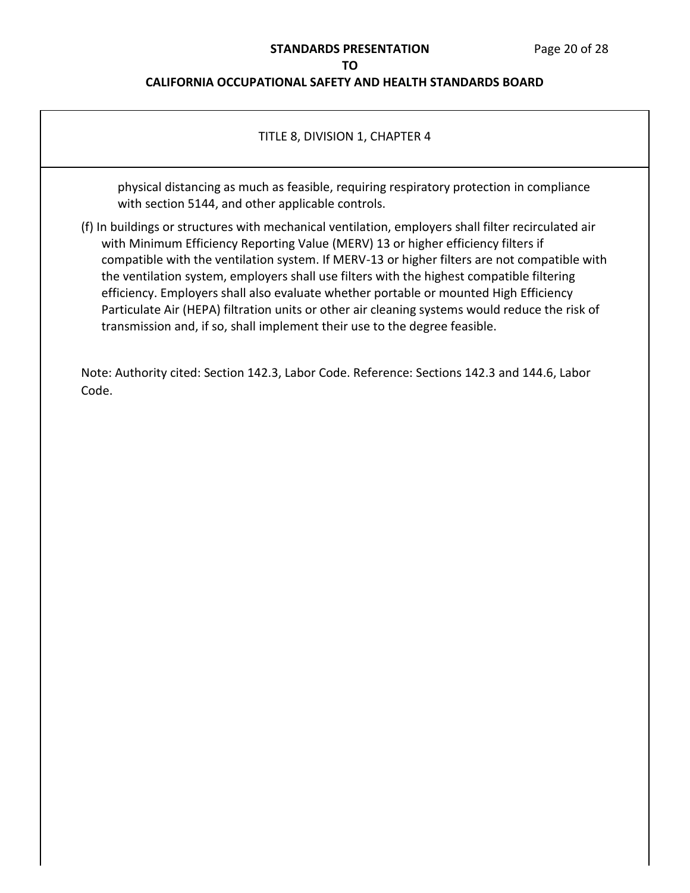TITLE 8, DIVISION 1, CHAPTER 4

physical distancing as much as feasible, requiring respiratory protection in compliance with section 5144, and other applicable controls.

(f) In buildings or structures with mechanical ventilation, employers shall filter recirculated air with Minimum Efficiency Reporting Value (MERV) 13 or higher efficiency filters if compatible with the ventilation system. If MERV-13 or higher filters are not compatible with the ventilation system, employers shall use filters with the highest compatible filtering efficiency. Employers shall also evaluate whether portable or mounted High Efficiency Particulate Air (HEPA) filtration units or other air cleaning systems would reduce the risk of transmission and, if so, shall implement their use to the degree feasible.

Note: Authority cited: Section 142.3, Labor Code. Reference: Sections 142.3 and 144.6, Labor Code.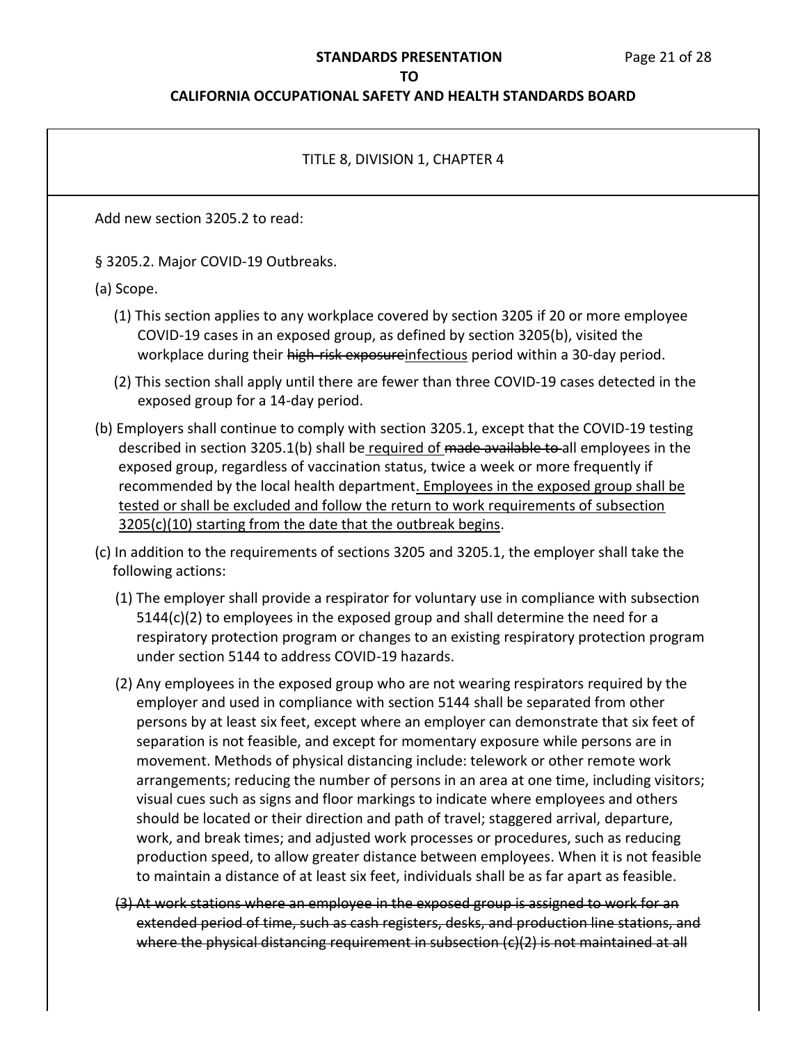TITLE 8, DIVISION 1, CHAPTER 4

Add new section 3205.2 to read:

§ 3205.2. Major COVID-19 Outbreaks.

(a) Scope.

(1) This section applies to any workplace covered by section 3205 if 20 or more employee COVID-19 cases in an exposed group, as defined by section 3205(b), visited the workplace during their ~~high-risk exposure~~<u>infectious</u> period within a 30-day period.

(2) This section shall apply until there are fewer than three COVID-19 cases detected in the exposed group for a 14-day period.

(b) Employers shall continue to comply with section 3205.1, except that the COVID-19 testing described in section 3205.1(b) shall be <u>required of</u> ~~made available to~~ all employees in the exposed group, regardless of vaccination status, twice a week or more frequently if recommended by the local health department<u>. Employees in the exposed group shall be tested or shall be excluded and follow the return to work requirements of subsection 3205(c)(10) starting from the date that the outbreak begins</u>.

(c) In addition to the requirements of sections 3205 and 3205.1, the employer shall take the following actions:

(1) The employer shall provide a respirator for voluntary use in compliance with subsection 5144(c)(2) to employees in the exposed group and shall determine the need for a respiratory protection program or changes to an existing respiratory protection program under section 5144 to address COVID-19 hazards.

(2) Any employees in the exposed group who are not wearing respirators required by the employer and used in compliance with section 5144 shall be separated from other persons by at least six feet, except where an employer can demonstrate that six feet of separation is not feasible, and except for momentary exposure while persons are in movement. Methods of physical distancing include: telework or other remote work arrangements; reducing the number of persons in an area at one time, including visitors; visual cues such as signs and floor markings to indicate where employees and others should be located or their direction and path of travel; staggered arrival, departure, work, and break times; and adjusted work processes or procedures, such as reducing production speed, to allow greater distance between employees. When it is not feasible to maintain a distance of at least six feet, individuals shall be as far apart as feasible.

~~(3) At work stations where an employee in the exposed group is assigned to work for an extended period of time, such as cash registers, desks, and production line stations, and where the physical distancing requirement in subsection (c)(2) is not maintained at all~~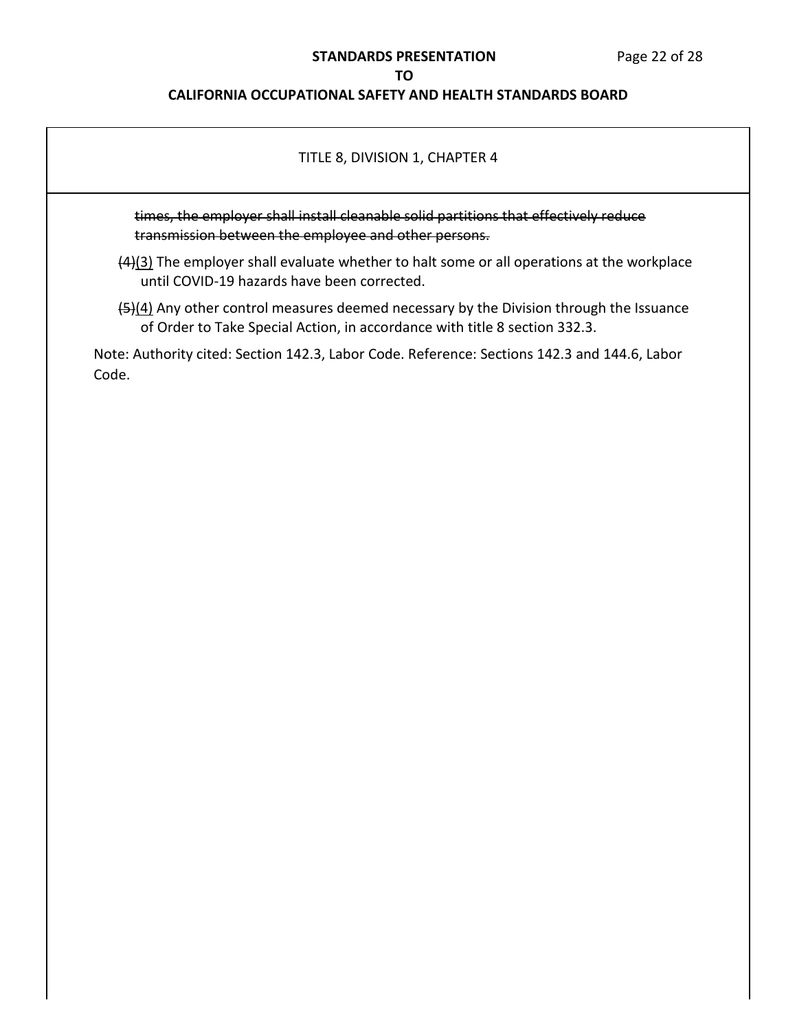TITLE 8, DIVISION 1, CHAPTER 4

~~times, the employer shall install cleanable solid partitions that effectively reduce transmission between the employee and other persons.~~

~~(4)~~<u>(3)</u> The employer shall evaluate whether to halt some or all operations at the workplace until COVID-19 hazards have been corrected.

~~(5)~~<u>(4)</u> Any other control measures deemed necessary by the Division through the Issuance of Order to Take Special Action, in accordance with title 8 section 332.3.

Note: Authority cited: Section 142.3, Labor Code. Reference: Sections 142.3 and 144.6, Labor Code.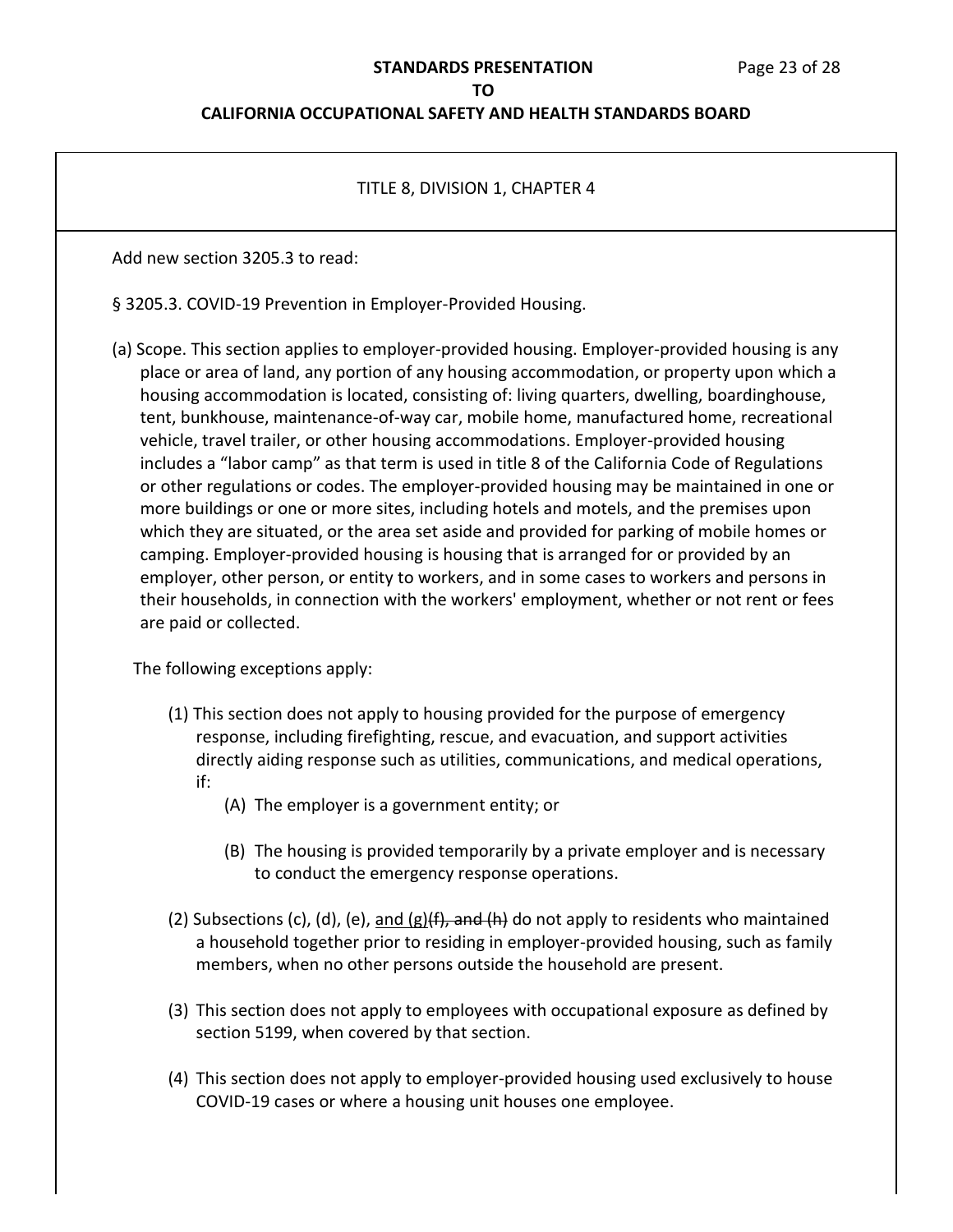TITLE 8, DIVISION 1, CHAPTER 4

Add new section 3205.3 to read:

§ 3205.3. COVID-19 Prevention in Employer-Provided Housing.

(a) Scope. This section applies to employer-provided housing. Employer-provided housing is any place or area of land, any portion of any housing accommodation, or property upon which a housing accommodation is located, consisting of: living quarters, dwelling, boardinghouse, tent, bunkhouse, maintenance-of-way car, mobile home, manufactured home, recreational vehicle, travel trailer, or other housing accommodations. Employer-provided housing includes a "labor camp" as that term is used in title 8 of the California Code of Regulations or other regulations or codes. The employer-provided housing may be maintained in one or more buildings or one or more sites, including hotels and motels, and the premises upon which they are situated, or the area set aside and provided for parking of mobile homes or camping. Employer-provided housing is housing that is arranged for or provided by an employer, other person, or entity to workers, and in some cases to workers and persons in their households, in connection with the workers' employment, whether or not rent or fees are paid or collected.

The following exceptions apply:

(1) This section does not apply to housing provided for the purpose of emergency response, including firefighting, rescue, and evacuation, and support activities directly aiding response such as utilities, communications, and medical operations, if:

(A) The employer is a government entity; or

(B) The housing is provided temporarily by a private employer and is necessary to conduct the emergency response operations.

(2) Subsections (c), (d), (e), <u>and (g)</u>~~(f), and (h)~~ do not apply to residents who maintained a household together prior to residing in employer-provided housing, such as family members, when no other persons outside the household are present.

(3) This section does not apply to employees with occupational exposure as defined by section 5199, when covered by that section.

(4) This section does not apply to employer-provided housing used exclusively to house COVID-19 cases or where a housing unit houses one employee.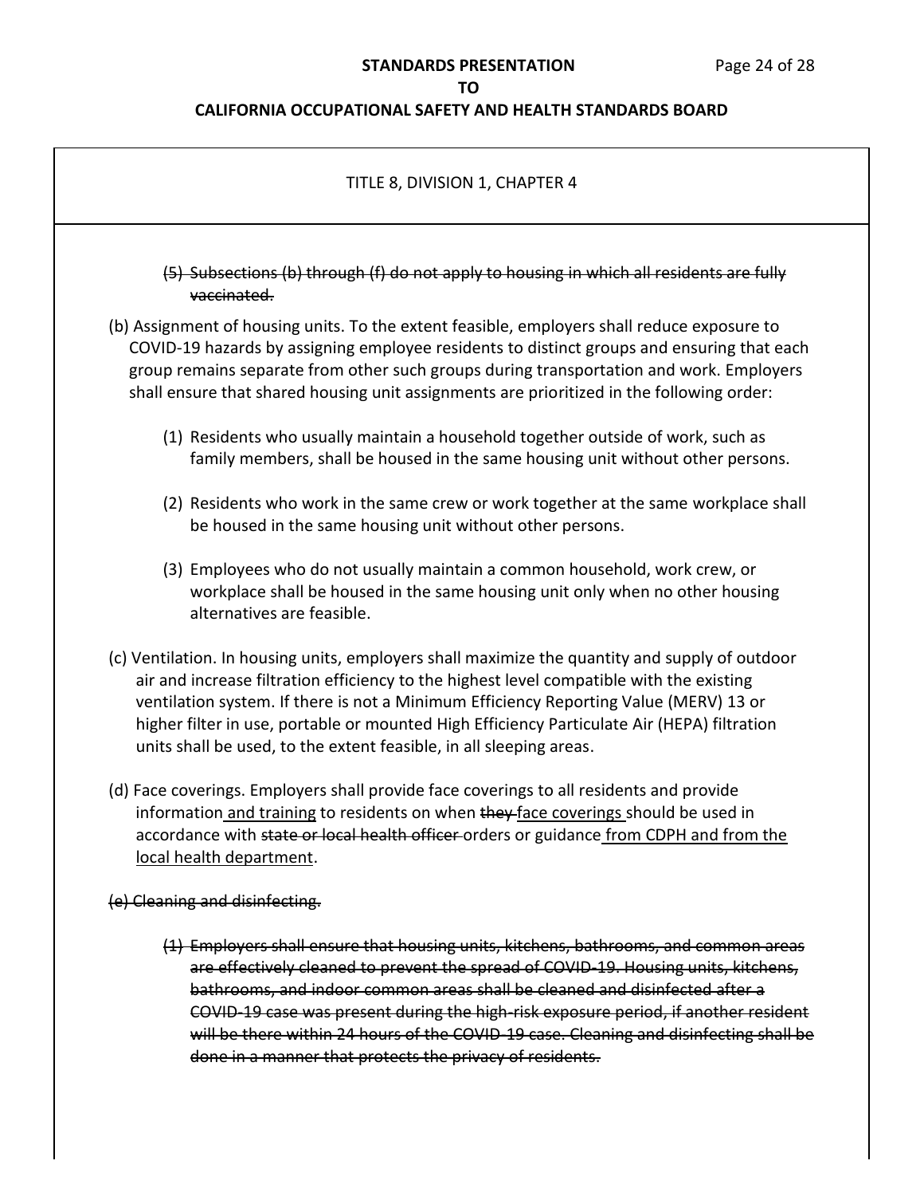TITLE 8, DIVISION 1, CHAPTER 4

~~(5) Subsections (b) through (f) do not apply to housing in which all residents are fully vaccinated.~~

(b) Assignment of housing units. To the extent feasible, employers shall reduce exposure to COVID-19 hazards by assigning employee residents to distinct groups and ensuring that each group remains separate from other such groups during transportation and work. Employers shall ensure that shared housing unit assignments are prioritized in the following order:

(1) Residents who usually maintain a household together outside of work, such as family members, shall be housed in the same housing unit without other persons.

(2) Residents who work in the same crew or work together at the same workplace shall be housed in the same housing unit without other persons.

(3) Employees who do not usually maintain a common household, work crew, or workplace shall be housed in the same housing unit only when no other housing alternatives are feasible.

(c) Ventilation. In housing units, employers shall maximize the quantity and supply of outdoor air and increase filtration efficiency to the highest level compatible with the existing ventilation system. If there is not a Minimum Efficiency Reporting Value (MERV) 13 or higher filter in use, portable or mounted High Efficiency Particulate Air (HEPA) filtration units shall be used, to the extent feasible, in all sleeping areas.

(d) Face coverings. Employers shall provide face coverings to all residents and provide information <u>and training</u> to residents on when ~~they~~ <u>face coverings</u> should be used in accordance with ~~state or local health officer~~ orders or guidance <u>from CDPH and from the local health department</u>.

~~(e) Cleaning and disinfecting.~~

~~(1) Employers shall ensure that housing units, kitchens, bathrooms, and common areas are effectively cleaned to prevent the spread of COVID-19. Housing units, kitchens, bathrooms, and indoor common areas shall be cleaned and disinfected after a COVID-19 case was present during the high-risk exposure period, if another resident will be there within 24 hours of the COVID-19 case. Cleaning and disinfecting shall be done in a manner that protects the privacy of residents.~~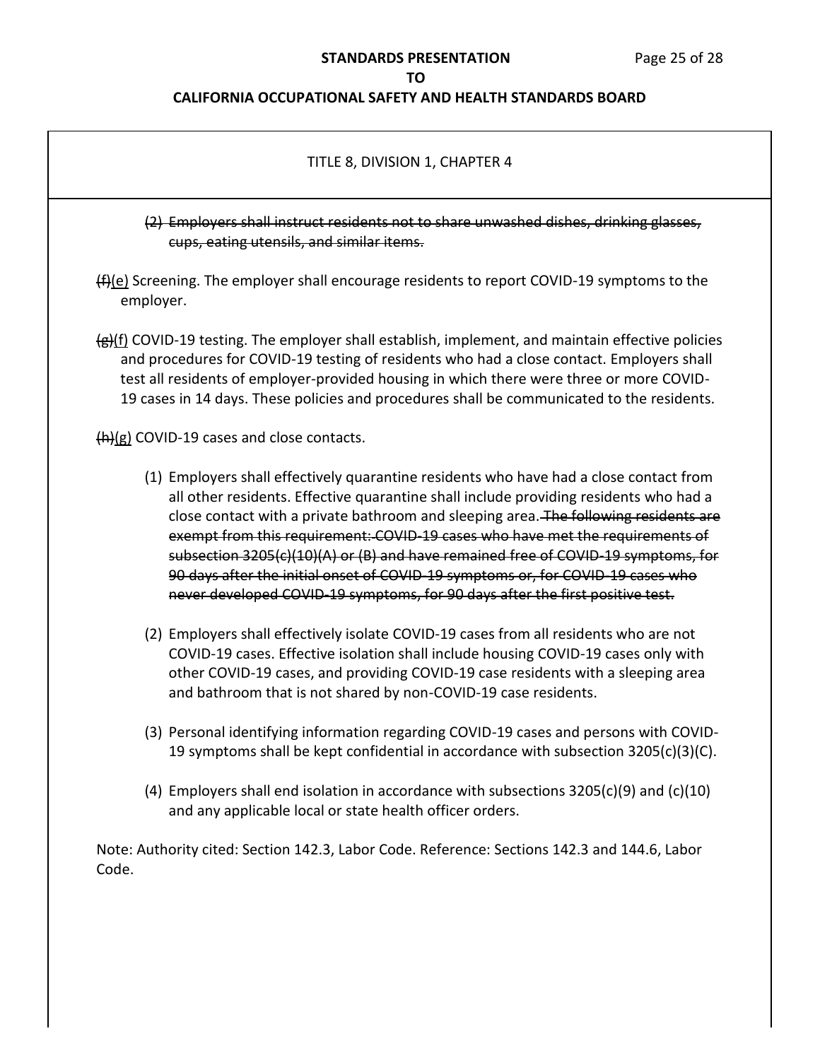TITLE 8, DIVISION 1, CHAPTER 4

~~(2) Employers shall instruct residents not to share unwashed dishes, drinking glasses, cups, eating utensils, and similar items.~~

~~(f)~~<u>(e)</u> Screening. The employer shall encourage residents to report COVID-19 symptoms to the employer.

~~(g)~~<u>(f)</u> COVID-19 testing. The employer shall establish, implement, and maintain effective policies and procedures for COVID-19 testing of residents who had a close contact. Employers shall test all residents of employer-provided housing in which there were three or more COVID-19 cases in 14 days. These policies and procedures shall be communicated to the residents.

~~(h)~~<u>(g)</u> COVID-19 cases and close contacts.

(1) Employers shall effectively quarantine residents who have had a close contact from all other residents. Effective quarantine shall include providing residents who had a close contact with a private bathroom and sleeping area. ~~The following residents are exempt from this requirement: COVID-19 cases who have met the requirements of subsection 3205(c)(10)(A) or (B) and have remained free of COVID-19 symptoms, for 90 days after the initial onset of COVID-19 symptoms or, for COVID-19 cases who never developed COVID-19 symptoms, for 90 days after the first positive test.~~

(2) Employers shall effectively isolate COVID-19 cases from all residents who are not COVID-19 cases. Effective isolation shall include housing COVID-19 cases only with other COVID-19 cases, and providing COVID-19 case residents with a sleeping area and bathroom that is not shared by non-COVID-19 case residents.

(3) Personal identifying information regarding COVID-19 cases and persons with COVID-19 symptoms shall be kept confidential in accordance with subsection 3205(c)(3)(C).

(4) Employers shall end isolation in accordance with subsections 3205(c)(9) and (c)(10) and any applicable local or state health officer orders.

Note: Authority cited: Section 142.3, Labor Code. Reference: Sections 142.3 and 144.6, Labor Code.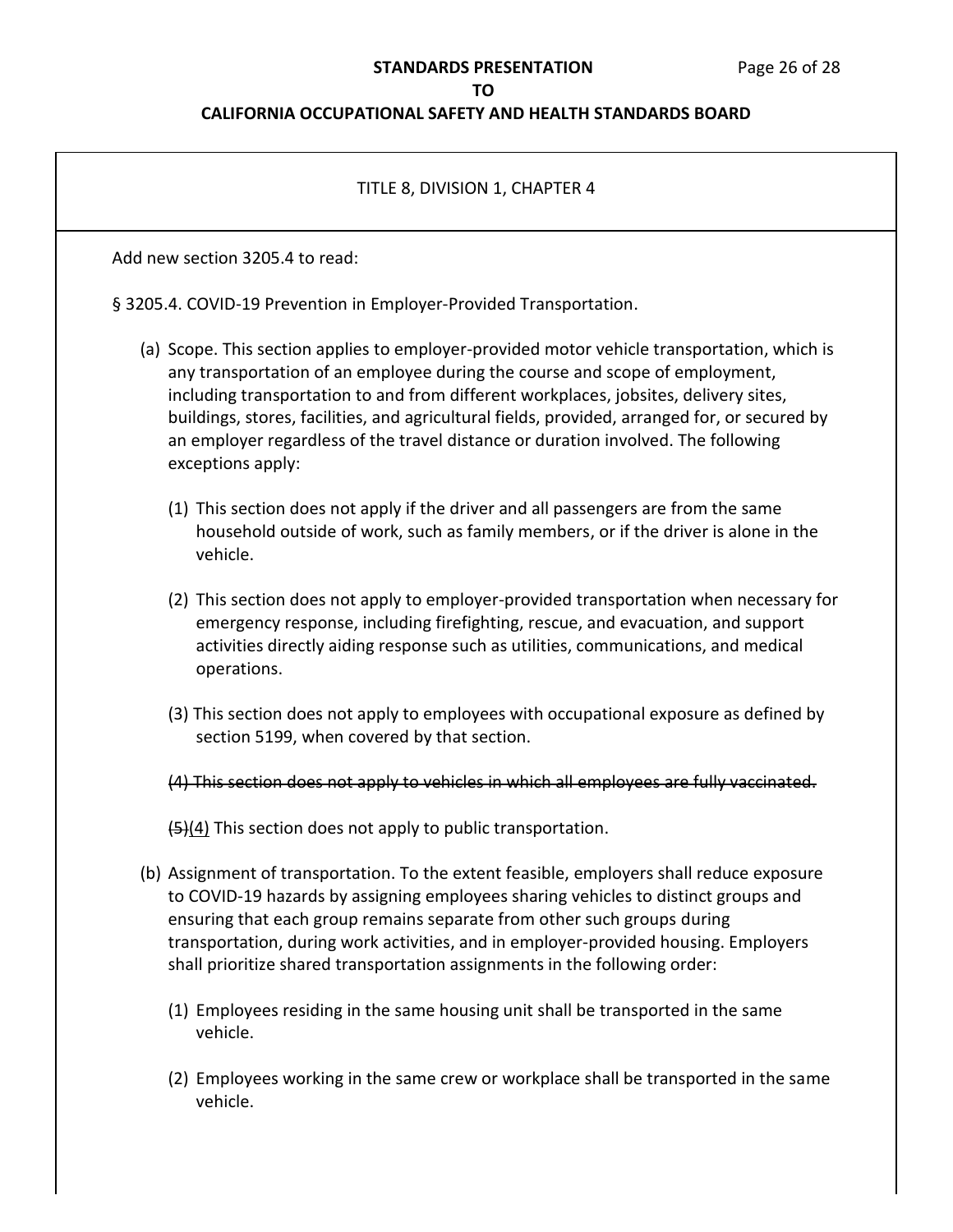TITLE 8, DIVISION 1, CHAPTER 4

Add new section 3205.4 to read:

§ 3205.4. COVID-19 Prevention in Employer-Provided Transportation.

(a) Scope. This section applies to employer-provided motor vehicle transportation, which is any transportation of an employee during the course and scope of employment, including transportation to and from different workplaces, jobsites, delivery sites, buildings, stores, facilities, and agricultural fields, provided, arranged for, or secured by an employer regardless of the travel distance or duration involved. The following exceptions apply:

(1) This section does not apply if the driver and all passengers are from the same household outside of work, such as family members, or if the driver is alone in the vehicle.

(2) This section does not apply to employer-provided transportation when necessary for emergency response, including firefighting, rescue, and evacuation, and support activities directly aiding response such as utilities, communications, and medical operations.

(3) This section does not apply to employees with occupational exposure as defined by section 5199, when covered by that section.

~~(4) This section does not apply to vehicles in which all employees are fully vaccinated.~~

~~(5)~~<u>(4)</u> This section does not apply to public transportation.

(b) Assignment of transportation. To the extent feasible, employers shall reduce exposure to COVID-19 hazards by assigning employees sharing vehicles to distinct groups and ensuring that each group remains separate from other such groups during transportation, during work activities, and in employer-provided housing. Employers shall prioritize shared transportation assignments in the following order:

(1) Employees residing in the same housing unit shall be transported in the same vehicle.

(2) Employees working in the same crew or workplace shall be transported in the same vehicle.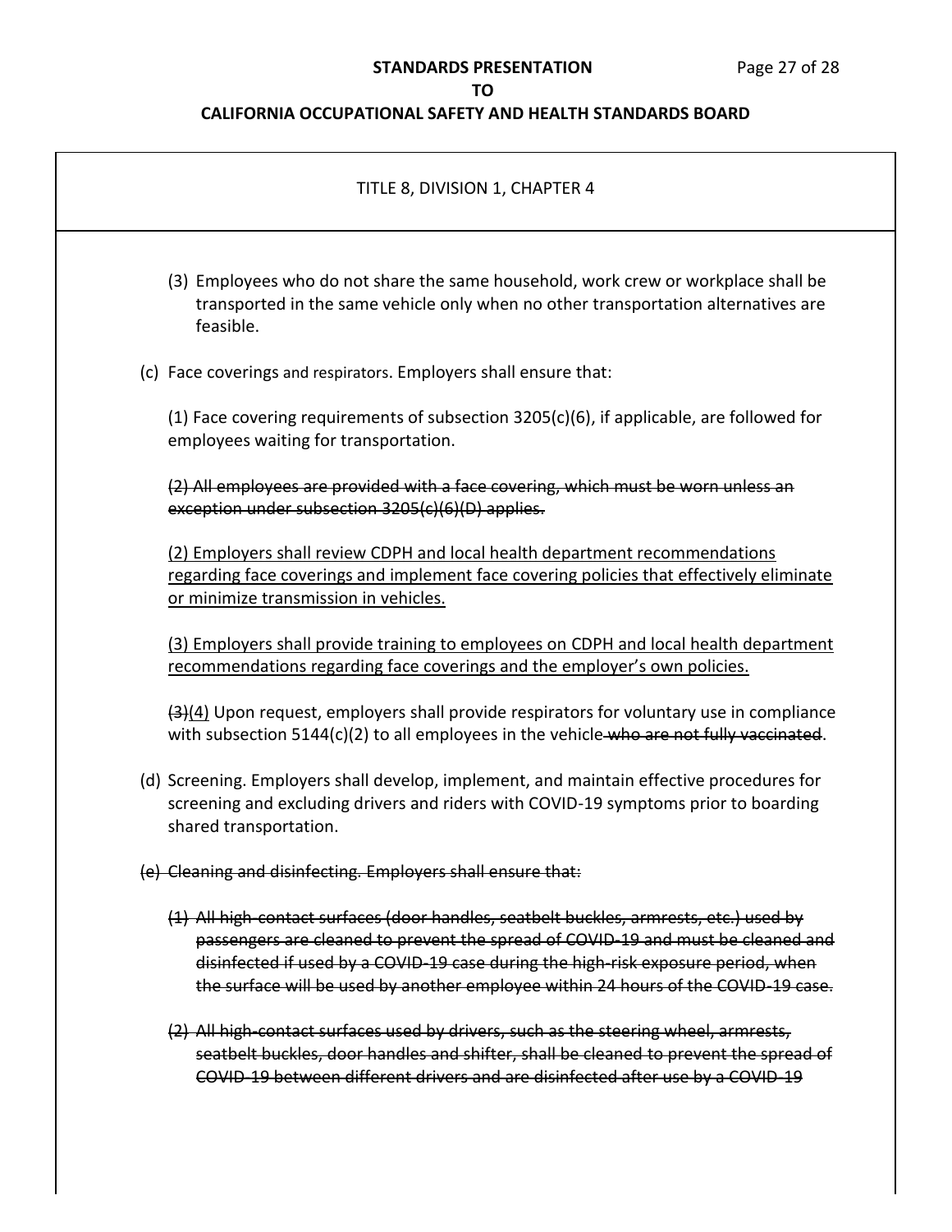TITLE 8, DIVISION 1, CHAPTER 4

(3) Employees who do not share the same household, work crew or workplace shall be transported in the same vehicle only when no other transportation alternatives are feasible.

(c) Face coverings and respirators. Employers shall ensure that:

(1) Face covering requirements of subsection 3205(c)(6), if applicable, are followed for employees waiting for transportation.

~~(2) All employees are provided with a face covering, which must be worn unless an exception under subsection 3205(c)(6)(D) applies.~~

<u>(2) Employers shall review CDPH and local health department recommendations regarding face coverings and implement face covering policies that effectively eliminate or minimize transmission in vehicles.</u>

<u>(3) Employers shall provide training to employees on CDPH and local health department recommendations regarding face coverings and the employer's own policies.</u>

~~(3)~~<u>(4)</u> Upon request, employers shall provide respirators for voluntary use in compliance with subsection 5144(c)(2) to all employees in the vehicle~~ who are not fully vaccinated~~.

(d) Screening. Employers shall develop, implement, and maintain effective procedures for screening and excluding drivers and riders with COVID-19 symptoms prior to boarding shared transportation.

~~(e) Cleaning and disinfecting. Employers shall ensure that:~~

~~(1) All high-contact surfaces (door handles, seatbelt buckles, armrests, etc.) used by passengers are cleaned to prevent the spread of COVID-19 and must be cleaned and disinfected if used by a COVID-19 case during the high-risk exposure period, when the surface will be used by another employee within 24 hours of the COVID-19 case.~~

~~(2) All high-contact surfaces used by drivers, such as the steering wheel, armrests, seatbelt buckles, door handles and shifter, shall be cleaned to prevent the spread of COVID-19 between different drivers and are disinfected after use by a COVID-19~~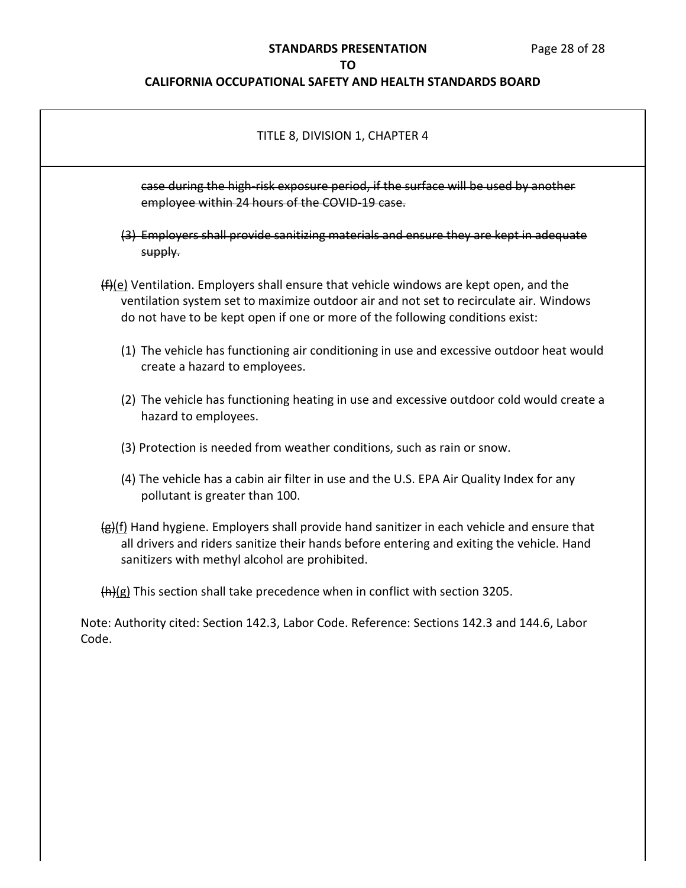TITLE 8, DIVISION 1, CHAPTER 4

~~case during the high-risk exposure period, if the surface will be used by another employee within 24 hours of the COVID-19 case.~~

~~(3) Employers shall provide sanitizing materials and ensure they are kept in adequate supply.~~

~~(f)~~<u>(e)</u> Ventilation. Employers shall ensure that vehicle windows are kept open, and the ventilation system set to maximize outdoor air and not set to recirculate air. Windows do not have to be kept open if one or more of the following conditions exist:

(1) The vehicle has functioning air conditioning in use and excessive outdoor heat would create a hazard to employees.

(2) The vehicle has functioning heating in use and excessive outdoor cold would create a hazard to employees.

(3) Protection is needed from weather conditions, such as rain or snow.

(4) The vehicle has a cabin air filter in use and the U.S. EPA Air Quality Index for any pollutant is greater than 100.

~~(g)~~<u>(f)</u> Hand hygiene. Employers shall provide hand sanitizer in each vehicle and ensure that all drivers and riders sanitize their hands before entering and exiting the vehicle. Hand sanitizers with methyl alcohol are prohibited.

~~(h)~~<u>(g)</u> This section shall take precedence when in conflict with section 3205.

Note: Authority cited: Section 142.3, Labor Code. Reference: Sections 142.3 and 144.6, Labor Code.